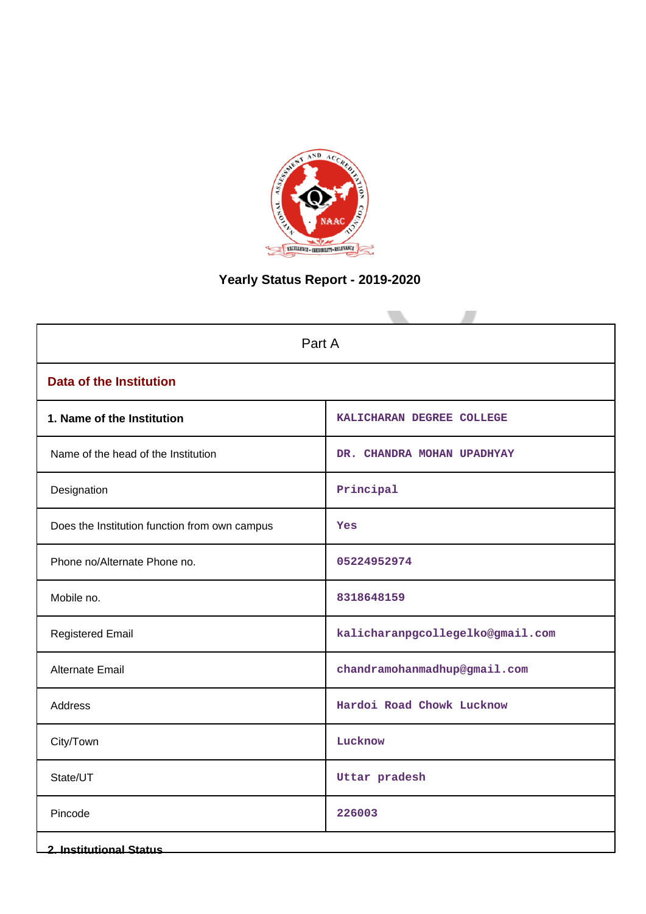# Yearly Status Report - 2019-2020

| Part A | |
|---|---|
| **Data of the Institution** | |
| **1. Name of the Institution** | KALICHARAN DEGREE COLLEGE |
| Name of the head of the Institution | DR. CHANDRA MOHAN UPADHYAY |
| Designation | Principal |
| Does the Institution function from own campus | Yes |
| Phone no/Alternate Phone no. | 05224952974 |
| Mobile no. | 8318648159 |
| Registered Email | kalicharanpgcollegelko@gmail.com |
| Alternate Email | chandramohanmadhup@gmail.com |
| Address | Hardoi Road Chowk Lucknow |
| City/Town | Lucknow |
| State/UT | Uttar pradesh |
| Pincode | 226003 |

**2. Institutional Status**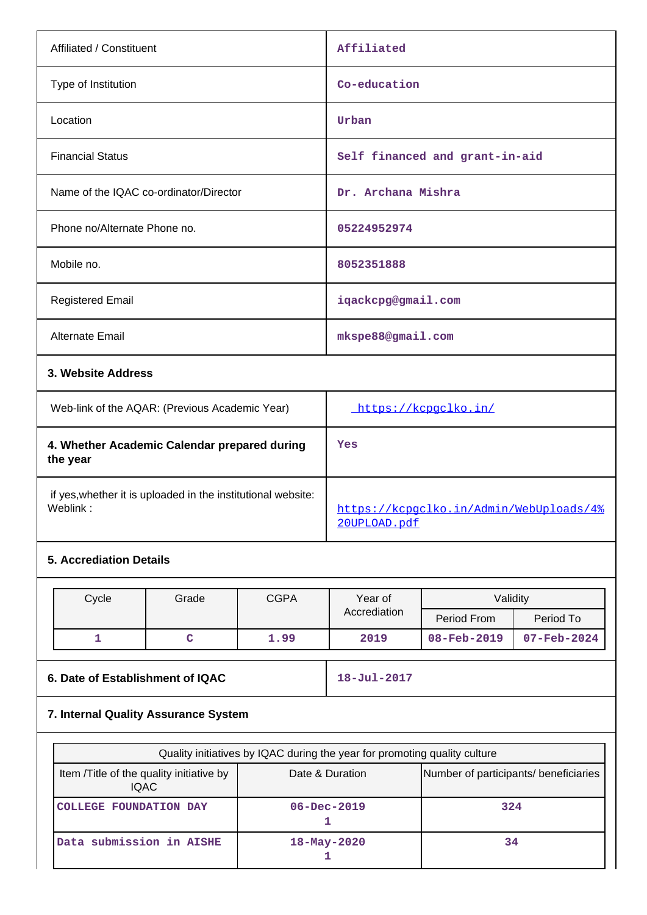| | |
|---|---|
| Affiliated / Constituent | Affiliated |
| Type of Institution | Co-education |
| Location | Urban |
| Financial Status | Self financed and grant-in-aid |
| Name of the IQAC co-ordinator/Director | Dr. Archana Mishra |
| Phone no/Alternate Phone no. | 05224952974 |
| Mobile no. | 8052351888 |
| Registered Email | iqackcpg@gmail.com |
| Alternate Email | mkspe88@gmail.com |

### 3. Website Address

| | |
|---|---|
| Web-link of the AQAR: (Previous Academic Year) | https://kcpgclko.in/ |

| | |
|---|---|
| **4. Whether Academic Calendar prepared during the year** | Yes |
| if yes,whether it is uploaded in the institutional website: Weblink : | https://kcpgclko.in/Admin/WebUploads/4%20UPLOAD.pdf |

### 5. Accreditation Details

| Cycle | Grade | CGPA | Year of Accreditation | Validity | |
|---|---|---|---|---|---|
| | | | | Period From | Period To |
| 1 | C | 1.99 | 2019 | 08-Feb-2019 | 07-Feb-2024 |

| | |
|---|---|
| **6. Date of Establishment of IQAC** | 18-Jul-2017 |

### 7. Internal Quality Assurance System

| Quality initiatives by IQAC during the year for promoting quality culture | | |
|---|---|---|
| Item /Title of the quality initiative by IQAC | Date & Duration | Number of participants/ beneficiaries |
| COLLEGE FOUNDATION DAY | 06-Dec-2019 1 | 324 |
| Data submission in AISHE | 18-May-2020 1 | 34 |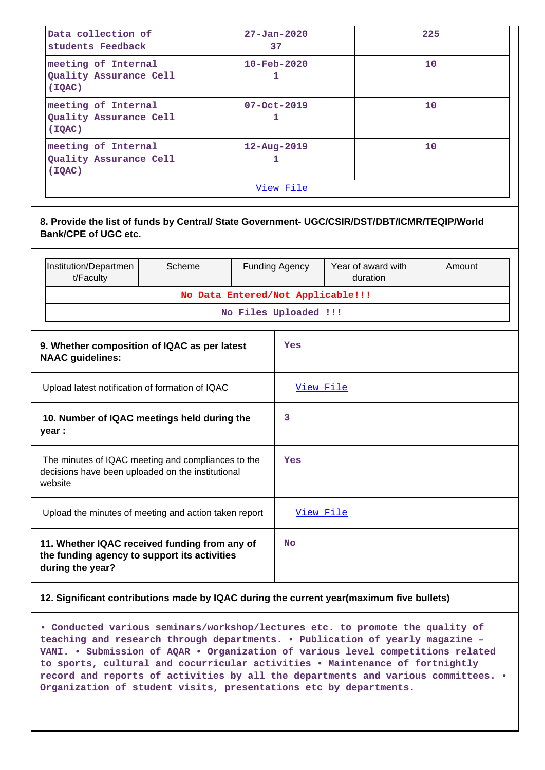| | | |
|---|---|---|
| Data collection of students Feedback | 27-Jan-2020<br>37 | 225 |
| meeting of Internal Quality Assurance Cell (IQAC) | 10-Feb-2020<br>1 | 10 |
| meeting of Internal Quality Assurance Cell (IQAC) | 07-Oct-2019<br>1 | 10 |
| meeting of Internal Quality Assurance Cell (IQAC) | 12-Aug-2019<br>1 | 10 |
| View File | | |

**8. Provide the list of funds by Central/ State Government- UGC/CSIR/DST/DBT/ICMR/TEQIP/World Bank/CPE of UGC etc.**

| Institution/Department/Faculty | Scheme | Funding Agency | Year of award with duration | Amount |
|---|---|---|---|---|
| No Data Entered/Not Applicable!!! | | | | |
| No Files Uploaded !!! | | | | |

| | |
|---|---|
| **9. Whether composition of IQAC as per latest NAAC guidelines:** | Yes |
| Upload latest notification of formation of IQAC | View File |
| **10. Number of IQAC meetings held during the year :** | 3 |
| The minutes of IQAC meeting and compliances to the decisions have been uploaded on the institutional website | Yes |
| Upload the minutes of meeting and action taken report | View File |
| **11. Whether IQAC received funding from any of the funding agency to support its activities during the year?** | No |

**12. Significant contributions made by IQAC during the current year(maximum five bullets)**

• Conducted various seminars/workshop/lectures etc. to promote the quality of teaching and research through departments. • Publication of yearly magazine – VANI. • Submission of AQAR • Organization of various level competitions related to sports, cultural and cocurricular activities • Maintenance of fortnightly record and reports of activities by all the departments and various committees. • Organization of student visits, presentations etc by departments.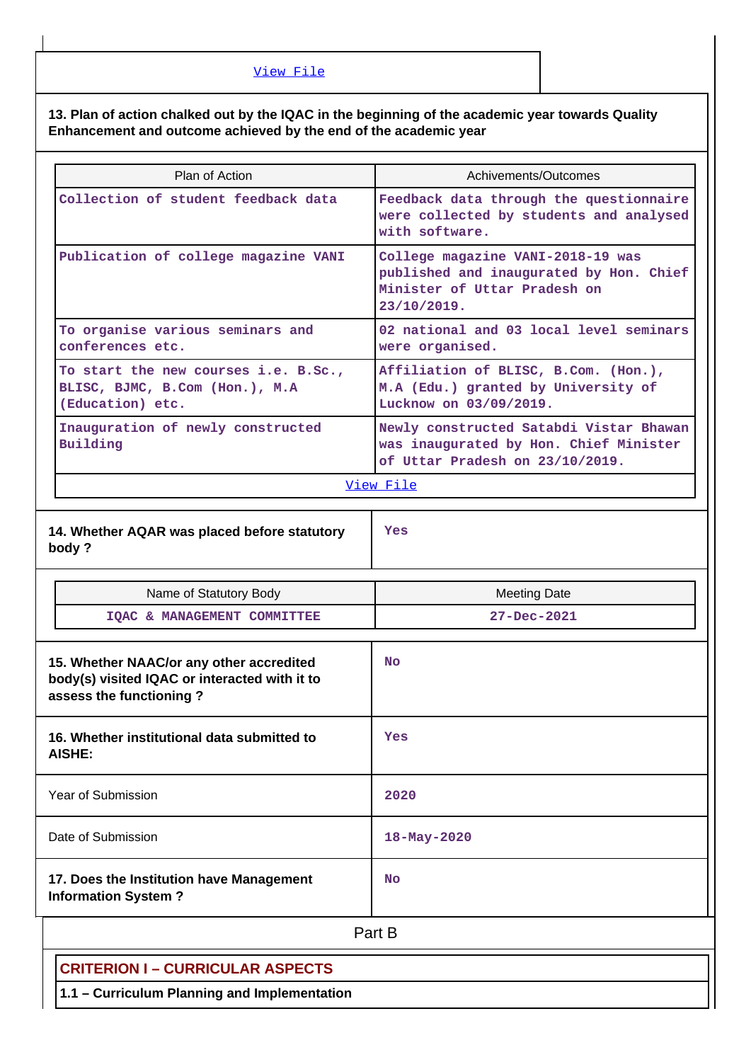View File

**13. Plan of action chalked out by the IQAC in the beginning of the academic year towards Quality Enhancement and outcome achieved by the end of the academic year**

| Plan of Action | Achivements/Outcomes |
|---|---|
| Collection of student feedback data | Feedback data through the questionnaire were collected by students and analysed with software. |
| Publication of college magazine VANI | College magazine VANI-2018-19 was published and inaugurated by Hon. Chief Minister of Uttar Pradesh on 23/10/2019. |
| To organise various seminars and conferences etc. | 02 national and 03 local level seminars were organised. |
| To start the new courses i.e. B.Sc., BLISC, BJMC, B.Com (Hon.), M.A (Education) etc. | Affiliation of BLISC, B.Com. (Hon.), M.A (Edu.) granted by University of Lucknow on 03/09/2019. |
| Inauguration of newly constructed Building | Newly constructed Satabdi Vistar Bhawan was inaugurated by Hon. Chief Minister of Uttar Pradesh on 23/10/2019. |

View File

| **14. Whether AQAR was placed before statutory body ?** | Yes |
|---|---|

| Name of Statutory Body | Meeting Date |
|---|---|
| IQAC & MANAGEMENT COMMITTEE | 27-Dec-2021 |

| **15. Whether NAAC/or any other accredited body(s) visited IQAC or interacted with it to assess the functioning ?** | No |
|---|---|
| **16. Whether institutional data submitted to AISHE:** | Yes |
| Year of Submission | 2020 |
| Date of Submission | 18-May-2020 |
| **17. Does the Institution have Management Information System ?** | No |

# Part B

## CRITERION I – CURRICULAR ASPECTS

### 1.1 – Curriculum Planning and Implementation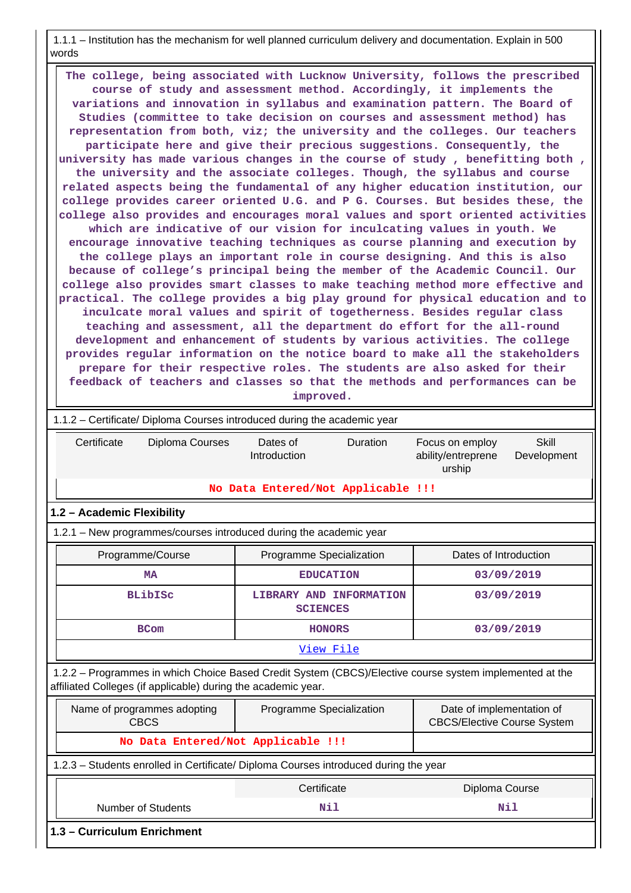1.1.1 – Institution has the mechanism for well planned curriculum delivery and documentation. Explain in 500 words

The college, being associated with Lucknow University, follows the prescribed course of study and assessment method. Accordingly, it implements the variations and innovation in syllabus and examination pattern. The Board of Studies (committee to take decision on courses and assessment method) has representation from both, viz; the university and the colleges. Our teachers participate here and give their precious suggestions. Consequently, the university has made various changes in the course of study , benefitting both , the university and the associate colleges. Though, the syllabus and course related aspects being the fundamental of any higher education institution, our college provides career oriented U.G. and P G. Courses. But besides these, the college also provides and encourages moral values and sport oriented activities which are indicative of our vision for inculcating values in youth. We encourage innovative teaching techniques as course planning and execution by the college plays an important role in course designing. And this is also because of college's principal being the member of the Academic Council. Our college also provides smart classes to make teaching method more effective and practical. The college provides a big play ground for physical education and to inculcate moral values and spirit of togetherness. Besides regular class teaching and assessment, all the department do effort for the all-round development and enhancement of students by various activities. The college provides regular information on the notice board to make all the stakeholders prepare for their respective roles. The students are also asked for their feedback of teachers and classes so that the methods and performances can be improved.

1.1.2 – Certificate/ Diploma Courses introduced during the academic year

| Certificate | Diploma Courses | Dates of Introduction | Duration | Focus on employ ability/entrepreneurship | Skill Development |
|---|---|---|---|---|---|
| No Data Entered/Not Applicable !!! | | | | | |

## 1.2 – Academic Flexibility

1.2.1 – New programmes/courses introduced during the academic year

| Programme/Course | Programme Specialization | Dates of Introduction |
|---|---|---|
| MA | EDUCATION | 03/09/2019 |
| BLibISc | LIBRARY AND INFORMATION SCIENCES | 03/09/2019 |
| BCom | HONORS | 03/09/2019 |
| View File | | |

1.2.2 – Programmes in which Choice Based Credit System (CBCS)/Elective course system implemented at the affiliated Colleges (if applicable) during the academic year.

| Name of programmes adopting CBCS | Programme Specialization | Date of implementation of CBCS/Elective Course System |
|---|---|---|
| No Data Entered/Not Applicable !!! | | |

1.2.3 – Students enrolled in Certificate/ Diploma Courses introduced during the year

| | Certificate | Diploma Course |
|---|---|---|
| Number of Students | Nil | Nil |

## 1.3 – Curriculum Enrichment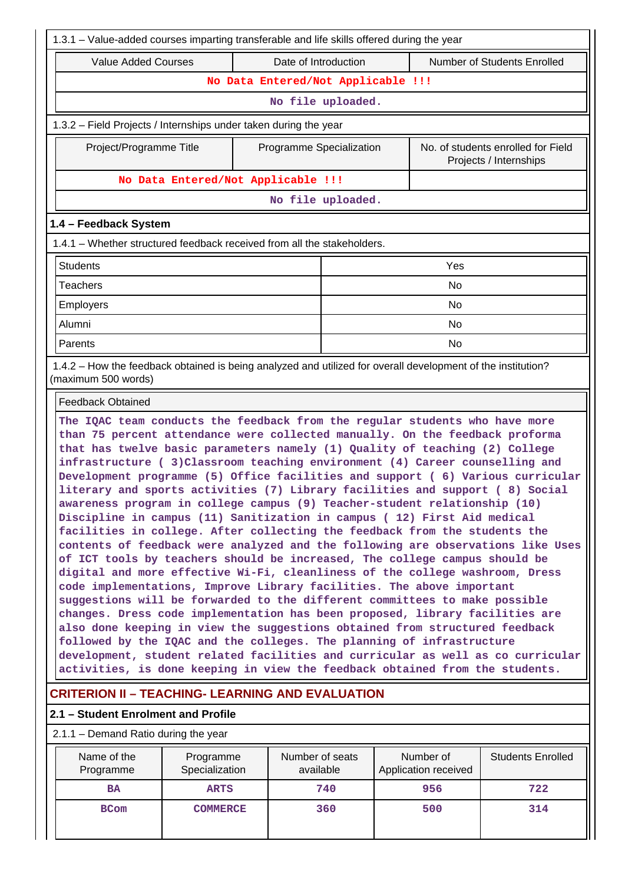1.3.1 – Value-added courses imparting transferable and life skills offered during the year

| Value Added Courses | Date of Introduction | Number of Students Enrolled |
|---|---|---|
| No Data Entered/Not Applicable !!! | | |
| No file uploaded. | | |

1.3.2 – Field Projects / Internships under taken during the year

| Project/Programme Title | Programme Specialization | No. of students enrolled for Field Projects / Internships |
|---|---|---|
| No Data Entered/Not Applicable !!! | | |
| No file uploaded. | | |

## 1.4 – Feedback System

1.4.1 – Whether structured feedback received from all the stakeholders.

| | |
|---|---|
| Students | Yes |
| Teachers | No |
| Employers | No |
| Alumni | No |
| Parents | No |

1.4.2 – How the feedback obtained is being analyzed and utilized for overall development of the institution? (maximum 500 words)

Feedback Obtained

The IQAC team conducts the feedback from the regular students who have more than 75 percent attendance were collected manually. On the feedback proforma that has twelve basic parameters namely (1) Quality of teaching (2) College infrastructure ( 3)Classroom teaching environment (4) Career counselling and Development programme (5) Office facilities and support ( 6) Various curricular literary and sports activities (7) Library facilities and support ( 8) Social awareness program in college campus (9) Teacher-student relationship (10) Discipline in campus (11) Sanitization in campus ( 12) First Aid medical facilities in college. After collecting the feedback from the students the contents of feedback were analyzed and the following are observations like Uses of ICT tools by teachers should be increased, The college campus should be digital and more effective Wi-Fi, cleanliness of the college washroom, Dress code implementations, Improve Library facilities. The above important suggestions will be forwarded to the different committees to make possible changes. Dress code implementation has been proposed, library facilities are also done keeping in view the suggestions obtained from structured feedback followed by the IQAC and the colleges. The planning of infrastructure development, student related facilities and curricular as well as co curricular activities, is done keeping in view the feedback obtained from the students.

## CRITERION II – TEACHING- LEARNING AND EVALUATION

### 2.1 – Student Enrolment and Profile

2.1.1 – Demand Ratio during the year

| Name of the Programme | Programme Specialization | Number of seats available | Number of Application received | Students Enrolled |
|---|---|---|---|---|
| BA | ARTS | 740 | 956 | 722 |
| BCom | COMMERCE | 360 | 500 | 314 |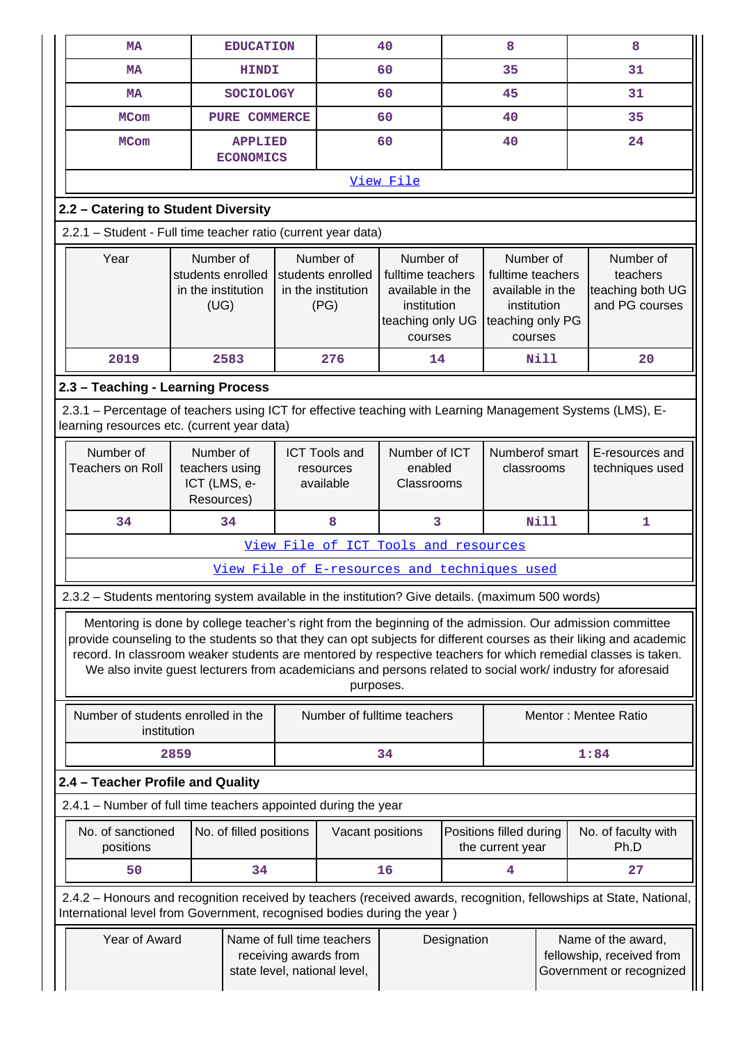| MA | EDUCATION | 40 | 8 | 8 |
|---|---|---|---|---|
| MA | HINDI | 60 | 35 | 31 |
| MA | SOCIOLOGY | 60 | 45 | 31 |
| MCom | PURE COMMERCE | 60 | 40 | 35 |
| MCom | APPLIED ECONOMICS | 60 | 40 | 24 |
| View File | | | | |

## 2.2 – Catering to Student Diversity

2.2.1 – Student - Full time teacher ratio (current year data)

| Year | Number of students enrolled in the institution (UG) | Number of students enrolled in the institution (PG) | Number of fulltime teachers available in the institution teaching only UG courses | Number of fulltime teachers available in the institution teaching only PG courses | Number of teachers teaching both UG and PG courses |
|---|---|---|---|---|---|
| 2019 | 2583 | 276 | 14 | Nill | 20 |

## 2.3 – Teaching - Learning Process

2.3.1 – Percentage of teachers using ICT for effective teaching with Learning Management Systems (LMS), E-learning resources etc. (current year data)

| Number of Teachers on Roll | Number of teachers using ICT (LMS, e-Resources) | ICT Tools and resources available | Number of ICT enabled Classrooms | Numberof smart classrooms | E-resources and techniques used |
|---|---|---|---|---|---|
| 34 | 34 | 8 | 3 | Nill | 1 |
| View File of ICT Tools and resources | | | | | |
| View File of E-resources and techniques used | | | | | |

2.3.2 – Students mentoring system available in the institution? Give details. (maximum 500 words)

Mentoring is done by college teacher's right from the beginning of the admission. Our admission committee provide counseling to the students so that they can opt subjects for different courses as their liking and academic record. In classroom weaker students are mentored by respective teachers for which remedial classes is taken. We also invite guest lecturers from academicians and persons related to social work/ industry for aforesaid purposes.

| Number of students enrolled in the institution | Number of fulltime teachers | Mentor : Mentee Ratio |
|---|---|---|
| 2859 | 34 | 1:84 |

## 2.4 – Teacher Profile and Quality

2.4.1 – Number of full time teachers appointed during the year

| No. of sanctioned positions | No. of filled positions | Vacant positions | Positions filled during the current year | No. of faculty with Ph.D |
|---|---|---|---|---|
| 50 | 34 | 16 | 4 | 27 |

2.4.2 – Honours and recognition received by teachers (received awards, recognition, fellowships at State, National, International level from Government, recognised bodies during the year )

| Year of Award | Name of full time teachers receiving awards from state level, national level, | Designation | Name of the award, fellowship, received from Government or recognized |
|---|---|---|---|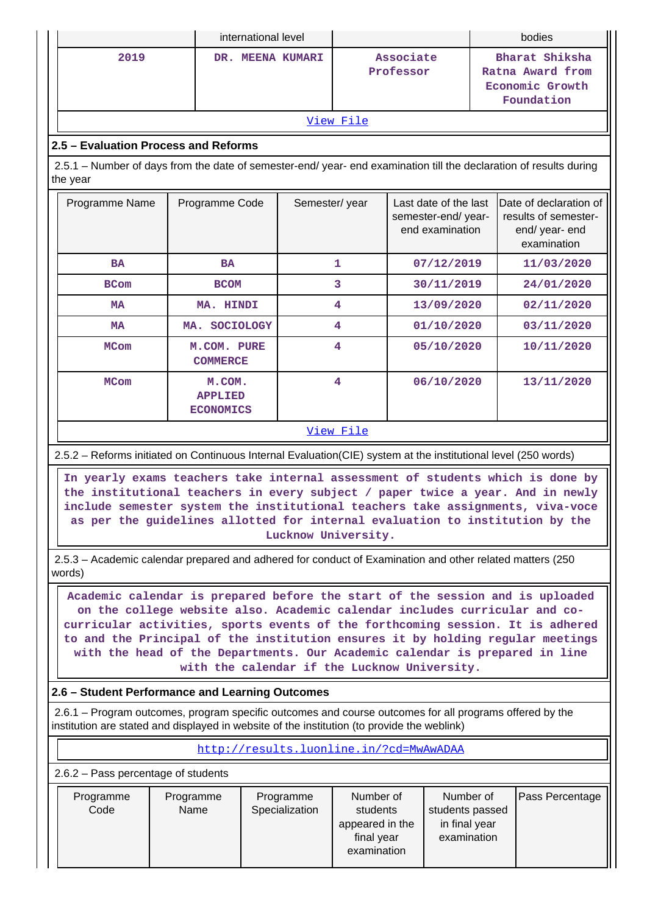| | international level | | bodies |
|---|---|---|---|
| 2019 | DR. MEENA KUMARI | Associate Professor | Bharat Shiksha Ratna Award from Economic Growth Foundation |

View File

## 2.5 – Evaluation Process and Reforms

2.5.1 – Number of days from the date of semester-end/ year- end examination till the declaration of results during the year

| Programme Name | Programme Code | Semester/ year | Last date of the last semester-end/ year- end examination | Date of declaration of results of semester- end/ year- end examination |
|---|---|---|---|---|
| BA | BA | 1 | 07/12/2019 | 11/03/2020 |
| BCom | BCOM | 3 | 30/11/2019 | 24/01/2020 |
| MA | MA. HINDI | 4 | 13/09/2020 | 02/11/2020 |
| MA | MA. SOCIOLOGY | 4 | 01/10/2020 | 03/11/2020 |
| MCom | M.COM. PURE COMMERCE | 4 | 05/10/2020 | 10/11/2020 |
| MCom | M.COM. APPLIED ECONOMICS | 4 | 06/10/2020 | 13/11/2020 |

View File

2.5.2 – Reforms initiated on Continuous Internal Evaluation(CIE) system at the institutional level (250 words)

In yearly exams teachers take internal assessment of students which is done by the institutional teachers in every subject / paper twice a year. And in newly include semester system the institutional teachers take assignments, viva-voce as per the guidelines allotted for internal evaluation to institution by the Lucknow University.

2.5.3 – Academic calendar prepared and adhered for conduct of Examination and other related matters (250 words)

Academic calendar is prepared before the start of the session and is uploaded on the college website also. Academic calendar includes curricular and co-curricular activities, sports events of the forthcoming session. It is adhered to and the Principal of the institution ensures it by holding regular meetings with the head of the Departments. Our Academic calendar is prepared in line with the calendar if the Lucknow University.

## 2.6 – Student Performance and Learning Outcomes

2.6.1 – Program outcomes, program specific outcomes and course outcomes for all programs offered by the institution are stated and displayed in website of the institution (to provide the weblink)

http://results.luonline.in/?cd=MwAwADAA

2.6.2 – Pass percentage of students

| Programme Code | Programme Name | Programme Specialization | Number of students appeared in the final year examination | Number of students passed in final year examination | Pass Percentage |
|---|---|---|---|---|---|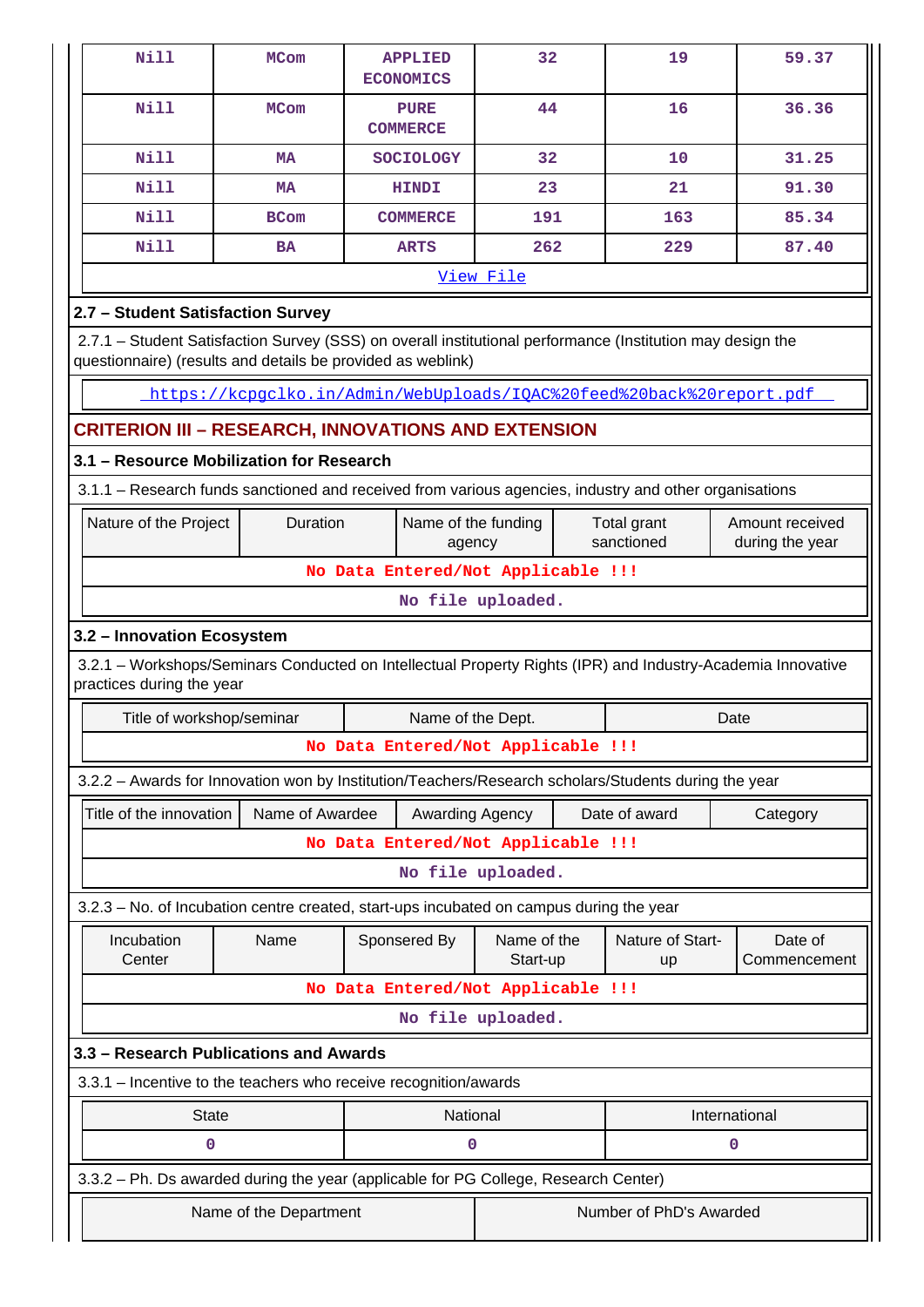| Nill | MCom | APPLIED ECONOMICS | 32 | 19 | 59.37 |
|---|---|---|---|---|---|
| Nill | MCom | PURE COMMERCE | 44 | 16 | 36.36 |
| Nill | MA | SOCIOLOGY | 32 | 10 | 31.25 |
| Nill | MA | HINDI | 23 | 21 | 91.30 |
| Nill | BCom | COMMERCE | 191 | 163 | 85.34 |
| Nill | BA | ARTS | 262 | 229 | 87.40 |

View File

### 2.7 – Student Satisfaction Survey

2.7.1 – Student Satisfaction Survey (SSS) on overall institutional performance (Institution may design the questionnaire) (results and details be provided as weblink)

https://kcpgclko.in/Admin/WebUploads/IQAC%20feed%20back%20report.pdf

## CRITERION III – RESEARCH, INNOVATIONS AND EXTENSION

### 3.1 – Resource Mobilization for Research

3.1.1 – Research funds sanctioned and received from various agencies, industry and other organisations

| Nature of the Project | Duration | Name of the funding agency | Total grant sanctioned | Amount received during the year |
|---|---|---|---|---|
| No Data Entered/Not Applicable !!! | | | | |

No file uploaded.

### 3.2 – Innovation Ecosystem

3.2.1 – Workshops/Seminars Conducted on Intellectual Property Rights (IPR) and Industry-Academia Innovative practices during the year

| Title of workshop/seminar | Name of the Dept. | Date |
|---|---|---|
| No Data Entered/Not Applicable !!! | | |

3.2.2 – Awards for Innovation won by Institution/Teachers/Research scholars/Students during the year

| Title of the innovation | Name of Awardee | Awarding Agency | Date of award | Category |
|---|---|---|---|---|
| No Data Entered/Not Applicable !!! | | | | |

No file uploaded.

3.2.3 – No. of Incubation centre created, start-ups incubated on campus during the year

| Incubation Center | Name | Sponsored By | Name of the Start-up | Nature of Start-up | Date of Commencement |
|---|---|---|---|---|---|
| No Data Entered/Not Applicable !!! | | | | | |

No file uploaded.

### 3.3 – Research Publications and Awards

3.3.1 – Incentive to the teachers who receive recognition/awards

| State | National | International |
|---|---|---|
| 0 | 0 | 0 |

3.3.2 – Ph. Ds awarded during the year (applicable for PG College, Research Center)

| Name of the Department | Number of PhD's Awarded |
|---|---|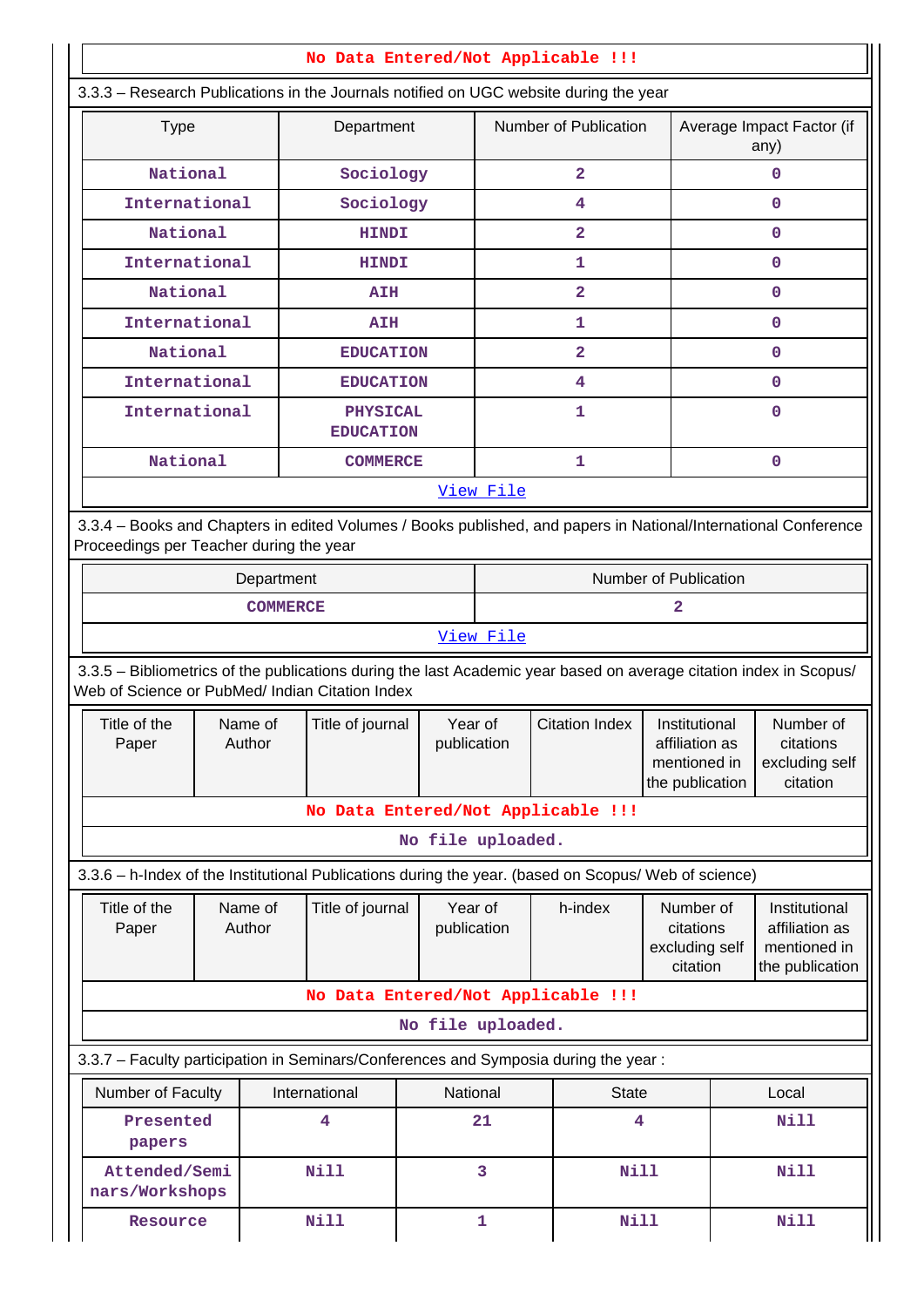No Data Entered/Not Applicable !!!

3.3.3 – Research Publications in the Journals notified on UGC website during the year

| Type | Department | Number of Publication | Average Impact Factor (if any) |
|---|---|---|---|
| National | Sociology | 2 | 0 |
| International | Sociology | 4 | 0 |
| National | HINDI | 2 | 0 |
| International | HINDI | 1 | 0 |
| National | AIH | 2 | 0 |
| International | AIH | 1 | 0 |
| National | EDUCATION | 2 | 0 |
| International | EDUCATION | 4 | 0 |
| International | PHYSICAL EDUCATION | 1 | 0 |
| National | COMMERCE | 1 | 0 |

View File

3.3.4 – Books and Chapters in edited Volumes / Books published, and papers in National/International Conference Proceedings per Teacher during the year

| Department | Number of Publication |
|---|---|
| COMMERCE | 2 |

View File

3.3.5 – Bibliometrics of the publications during the last Academic year based on average citation index in Scopus/ Web of Science or PubMed/ Indian Citation Index

| Title of the Paper | Name of Author | Title of journal | Year of publication | Citation Index | Institutional affiliation as mentioned in the publication | Number of citations excluding self citation |
|---|---|---|---|---|---|---|

No Data Entered/Not Applicable !!!

No file uploaded.

3.3.6 – h-Index of the Institutional Publications during the year. (based on Scopus/ Web of science)

| Title of the Paper | Name of Author | Title of journal | Year of publication | h-index | Number of citations excluding self citation | Institutional affiliation as mentioned in the publication |
|---|---|---|---|---|---|---|

No Data Entered/Not Applicable !!!

No file uploaded.

3.3.7 – Faculty participation in Seminars/Conferences and Symposia during the year :

| Number of Faculty | International | National | State | Local |
|---|---|---|---|---|
| Presented papers | 4 | 21 | 4 | Nill |
| Attended/Seminars/Workshops | Nill | 3 | Nill | Nill |
| Resource | Nill | 1 | Nill | Nill |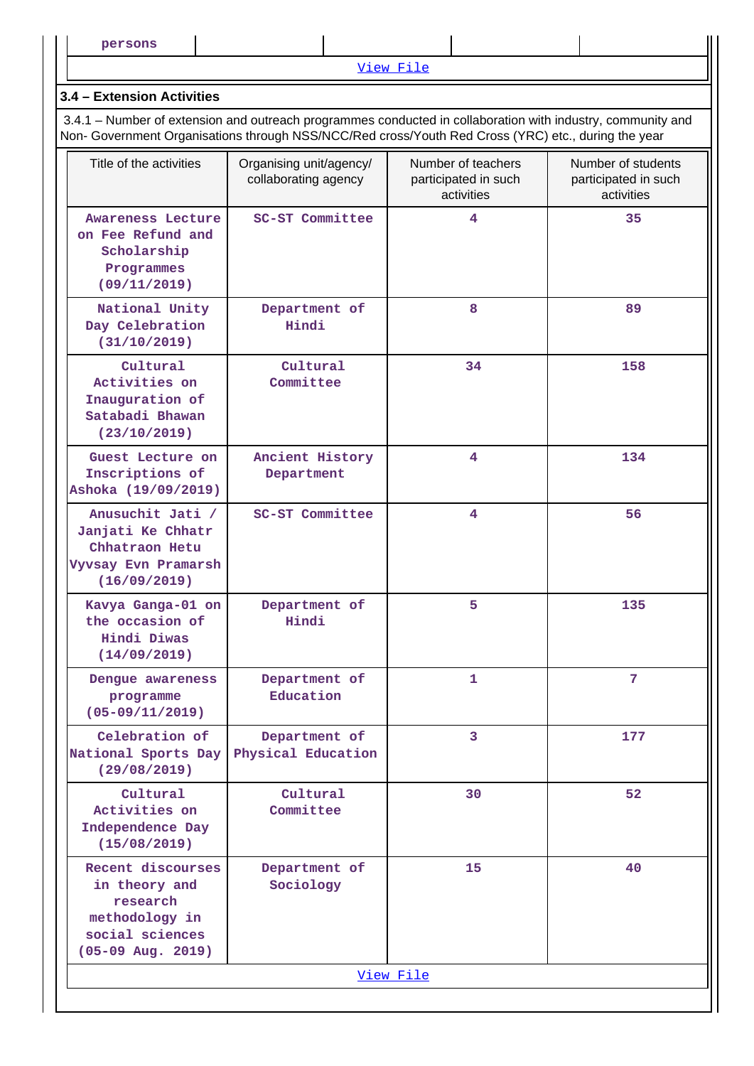| persons | | | | |
|---|---|---|---|---|

[View File]

### 3.4 – Extension Activities

3.4.1 – Number of extension and outreach programmes conducted in collaboration with industry, community and Non- Government Organisations through NSS/NCC/Red cross/Youth Red Cross (YRC) etc., during the year

| Title of the activities | Organising unit/agency/ collaborating agency | Number of teachers participated in such activities | Number of students participated in such activities |
|---|---|---|---|
| Awareness Lecture on Fee Refund and Scholarship Programmes (09/11/2019) | SC-ST Committee | 4 | 35 |
| National Unity Day Celebration (31/10/2019) | Department of Hindi | 8 | 89 |
| Cultural Activities on Inauguration of Satabadi Bhawan (23/10/2019) | Cultural Committee | 34 | 158 |
| Guest Lecture on Inscriptions of Ashoka (19/09/2019) | Ancient History Department | 4 | 134 |
| Anusuchit Jati / Janjati Ke Chhatr Chhatraon Hetu Vyvsay Evn Pramarsh (16/09/2019) | SC-ST Committee | 4 | 56 |
| Kavya Ganga-01 on the occasion of Hindi Diwas (14/09/2019) | Department of Hindi | 5 | 135 |
| Dengue awareness programme (05-09/11/2019) | Department of Education | 1 | 7 |
| Celebration of National Sports Day (29/08/2019) | Department of Physical Education | 3 | 177 |
| Cultural Activities on Independence Day (15/08/2019) | Cultural Committee | 30 | 52 |
| Recent discourses in theory and research methodology in social sciences (05-09 Aug. 2019) | Department of Sociology | 15 | 40 |

[View File]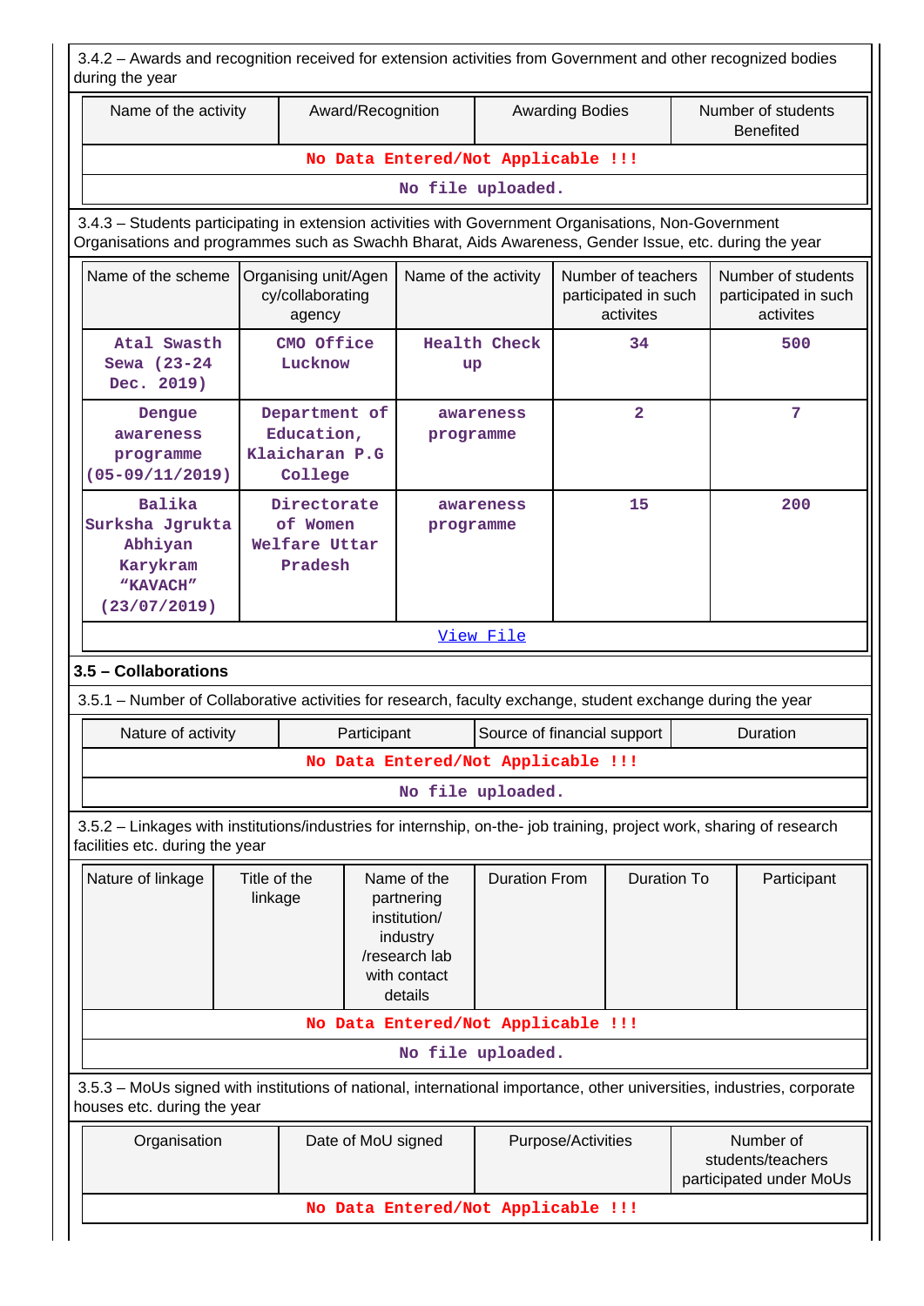3.4.2 – Awards and recognition received for extension activities from Government and other recognized bodies during the year

| Name of the activity | Award/Recognition | Awarding Bodies | Number of students Benefited |
|---|---|---|---|
| No Data Entered/Not Applicable !!! | | | |
| No file uploaded. | | | |

3.4.3 – Students participating in extension activities with Government Organisations, Non-Government Organisations and programmes such as Swachh Bharat, Aids Awareness, Gender Issue, etc. during the year

| Name of the scheme | Organising unit/Agency/collaborating agency | Name of the activity | Number of teachers participated in such activites | Number of students participated in such activites |
|---|---|---|---|---|
| Atal Swasth Sewa (23-24 Dec. 2019) | CMO Office Lucknow | Health Check up | 34 | 500 |
| Dengue awareness programme (05-09/11/2019) | Department of Education, Klaicharan P.G College | awareness programme | 2 | 7 |
| Balika Surksha Jgrukta Abhiyan Karykram “KAVACH” (23/07/2019) | Directorate of Women Welfare Uttar Pradesh | awareness programme | 15 | 200 |
| View File | | | | |

### 3.5 – Collaborations

3.5.1 – Number of Collaborative activities for research, faculty exchange, student exchange during the year

| Nature of activity | Participant | Source of financial support | Duration |
|---|---|---|---|
| No Data Entered/Not Applicable !!! | | | |
| No file uploaded. | | | |

3.5.2 – Linkages with institutions/industries for internship, on-the- job training, project work, sharing of research facilities etc. during the year

| Nature of linkage | Title of the linkage | Name of the partnering institution/ industry /research lab with contact details | Duration From | Duration To | Participant |
|---|---|---|---|---|---|
| No Data Entered/Not Applicable !!! | | | | | |
| No file uploaded. | | | | | |

3.5.3 – MoUs signed with institutions of national, international importance, other universities, industries, corporate houses etc. during the year

| Organisation | Date of MoU signed | Purpose/Activities | Number of students/teachers participated under MoUs |
|---|---|---|---|
| No Data Entered/Not Applicable !!! | | | |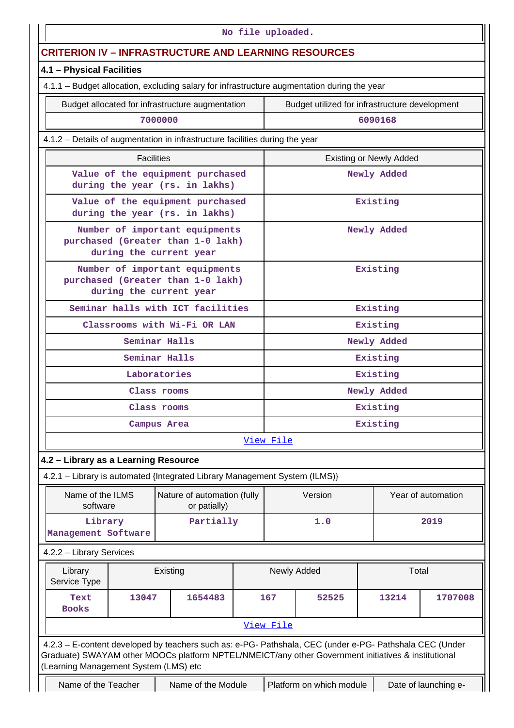No file uploaded.

## CRITERION IV – INFRASTRUCTURE AND LEARNING RESOURCES

### 4.1 – Physical Facilities

4.1.1 – Budget allocation, excluding salary for infrastructure augmentation during the year

| Budget allocated for infrastructure augmentation | Budget utilized for infrastructure development |
|---|---|
| 7000000 | 6090168 |

4.1.2 – Details of augmentation in infrastructure facilities during the year

| Facilities | Existing or Newly Added |
|---|---|
| Value of the equipment purchased during the year (rs. in lakhs) | Newly Added |
| Value of the equipment purchased during the year (rs. in lakhs) | Existing |
| Number of important equipments purchased (Greater than 1-0 lakh) during the current year | Newly Added |
| Number of important equipments purchased (Greater than 1-0 lakh) during the current year | Existing |
| Seminar halls with ICT facilities | Existing |
| Classrooms with Wi-Fi OR LAN | Existing |
| Seminar Halls | Newly Added |
| Seminar Halls | Existing |
| Laboratories | Existing |
| Class rooms | Newly Added |
| Class rooms | Existing |
| Campus Area | Existing |

View File

### 4.2 – Library as a Learning Resource

4.2.1 – Library is automated {Integrated Library Management System (ILMS)}

| Name of the ILMS software | Nature of automation (fully or patially) | Version | Year of automation |
|---|---|---|---|
| Library Management Software | Partially | 1.0 | 2019 |

4.2.2 – Library Services

| Library Service Type | Existing | | Newly Added | | Total | |
|---|---|---|---|---|---|---|
| Text Books | 13047 | 1654483 | 167 | 52525 | 13214 | 1707008 |

View File

4.2.3 – E-content developed by teachers such as: e-PG- Pathshala, CEC (under e-PG- Pathshala CEC (Under Graduate) SWAYAM other MOOCs platform NPTEL/NMEICT/any other Government initiatives & institutional (Learning Management System (LMS) etc

| Name of the Teacher | Name of the Module | Platform on which module | Date of launching e- |
|---|---|---|---|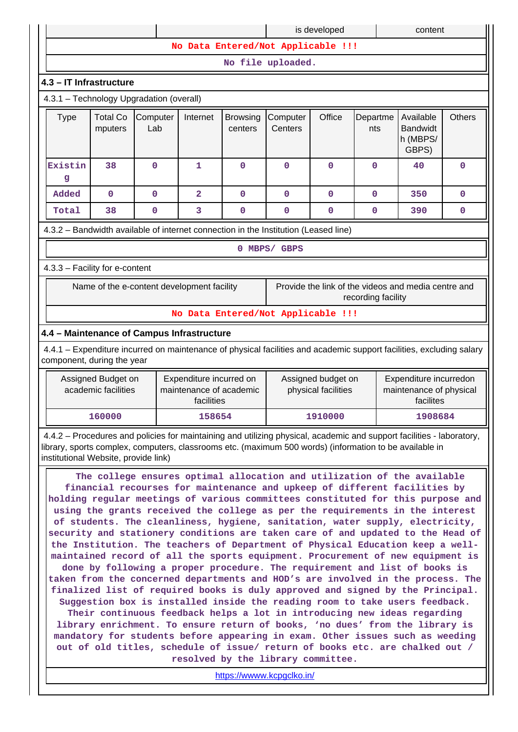| | | is developed | content |
|---|---|---|---|

No Data Entered/Not Applicable !!!

No file uploaded.

## 4.3 – IT Infrastructure

4.3.1 – Technology Upgradation (overall)

| Type | Total Computers | Computer Lab | Internet | Browsing centers | Computer Centers | Office | Departments | Available Bandwidth (MBPS/ GBPS) | Others |
|---|---|---|---|---|---|---|---|---|---|
| Existing | 38 | 0 | 1 | 0 | 0 | 0 | 0 | 40 | 0 |
| Added | 0 | 0 | 2 | 0 | 0 | 0 | 0 | 350 | 0 |
| Total | 38 | 0 | 3 | 0 | 0 | 0 | 0 | 390 | 0 |

4.3.2 – Bandwidth available of internet connection in the Institution (Leased line)

0 MBPS/ GBPS

4.3.3 – Facility for e-content

| Name of the e-content development facility | Provide the link of the videos and media centre and recording facility |
|---|---|

No Data Entered/Not Applicable !!!

## 4.4 – Maintenance of Campus Infrastructure

4.4.1 – Expenditure incurred on maintenance of physical facilities and academic support facilities, excluding salary component, during the year

| Assigned Budget on academic facilities | Expenditure incurred on maintenance of academic facilities | Assigned budget on physical facilities | Expenditure incurredon maintenance of physical facilites |
|---|---|---|---|
| 160000 | 158654 | 1910000 | 1908684 |

4.4.2 – Procedures and policies for maintaining and utilizing physical, academic and support facilities - laboratory, library, sports complex, computers, classrooms etc. (maximum 500 words) (information to be available in institutional Website, provide link)

The college ensures optimal allocation and utilization of the available financial recourses for maintenance and upkeep of different facilities by holding regular meetings of various committees constituted for this purpose and using the grants received the college as per the requirements in the interest of students. The cleanliness, hygiene, sanitation, water supply, electricity, security and stationery conditions are taken care of and updated to the Head of the Institution. The teachers of Department of Physical Education keep a well-maintained record of all the sports equipment. Procurement of new equipment is done by following a proper procedure. The requirement and list of books is taken from the concerned departments and HOD's are involved in the process. The finalized list of required books is duly approved and signed by the Principal. Suggestion box is installed inside the reading room to take users feedback. Their continuous feedback helps a lot in introducing new ideas regarding library enrichment. To ensure return of books, 'no dues' from the library is mandatory for students before appearing in exam. Other issues such as weeding out of old titles, schedule of issue/ return of books etc. are chalked out / resolved by the library committee.

https://wwww.kcpgclko.in/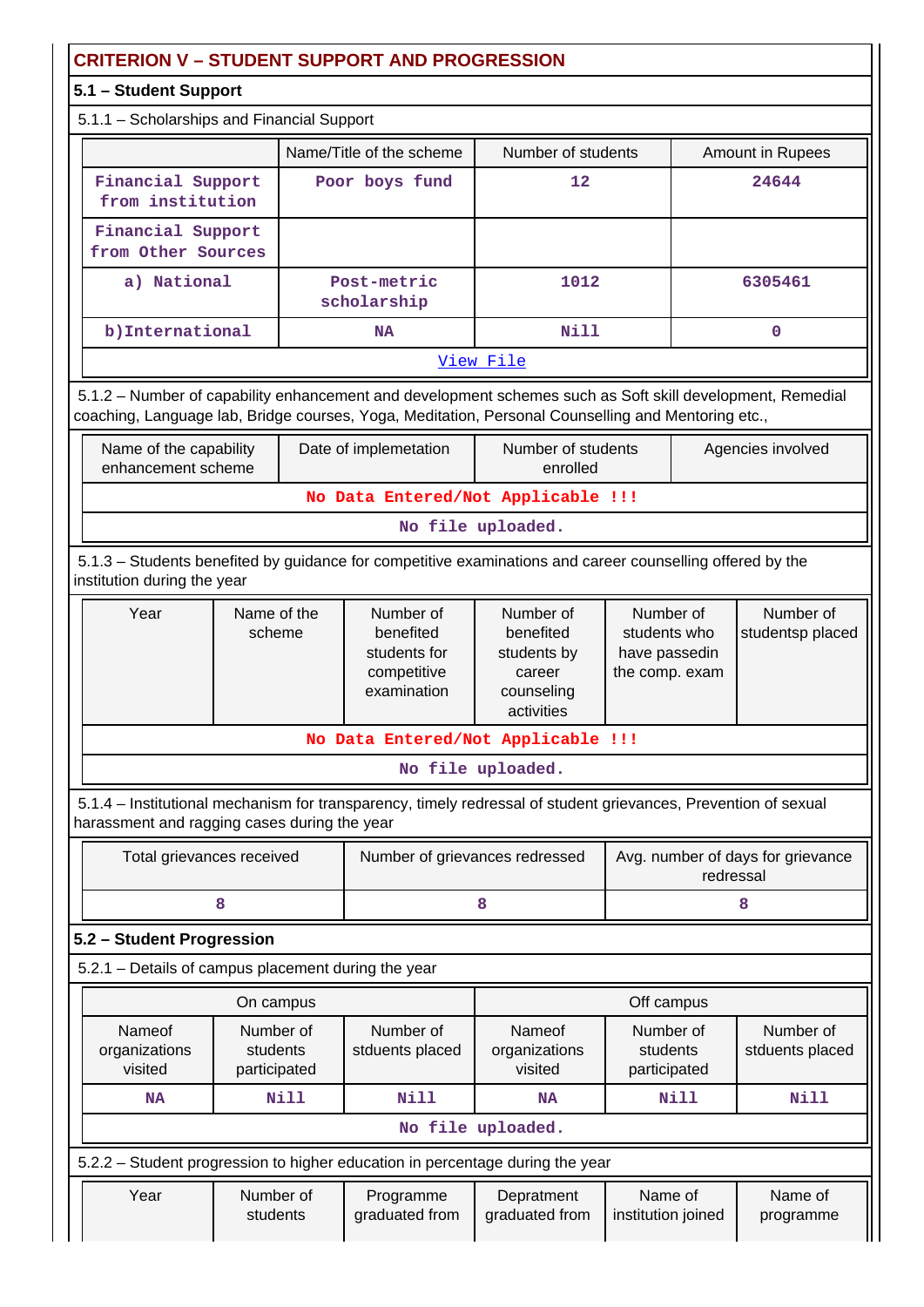## CRITERION V – STUDENT SUPPORT AND PROGRESSION

### 5.1 – Student Support

5.1.1 – Scholarships and Financial Support

| | Name/Title of the scheme | Number of students | Amount in Rupees |
|---|---|---|---|
| Financial Support from institution | Poor boys fund | 12 | 24644 |
| Financial Support from Other Sources | | | |
| a) National | Post-metric scholarship | 1012 | 6305461 |
| b)International | NA | Nill | 0 |

View File

5.1.2 – Number of capability enhancement and development schemes such as Soft skill development, Remedial coaching, Language lab, Bridge courses, Yoga, Meditation, Personal Counselling and Mentoring etc.,

| Name of the capability enhancement scheme | Date of implemetation | Number of students enrolled | Agencies involved |
|---|---|---|---|
| No Data Entered/Not Applicable !!! | | | |

No file uploaded.

5.1.3 – Students benefited by guidance for competitive examinations and career counselling offered by the institution during the year

| Year | Name of the scheme | Number of benefited students for competitive examination | Number of benefited students by career counseling activities | Number of students who have passedin the comp. exam | Number of studentsp placed |
|---|---|---|---|---|---|
| No Data Entered/Not Applicable !!! | | | | | |

No file uploaded.

5.1.4 – Institutional mechanism for transparency, timely redressal of student grievances, Prevention of sexual harassment and ragging cases during the year

| Total grievances received | Number of grievances redressed | Avg. number of days for grievance redressal |
|---|---|---|
| 8 | 8 | 8 |

### 5.2 – Student Progression

5.2.1 – Details of campus placement during the year

| On campus | | | Off campus | | |
|---|---|---|---|---|---|
| Nameof organizations visited | Number of students participated | Number of stduents placed | Nameof organizations visited | Number of students participated | Number of stduents placed |
| NA | Nill | Nill | NA | Nill | Nill |

No file uploaded.

5.2.2 – Student progression to higher education in percentage during the year

| Year | Number of students | Programme graduated from | Depratment graduated from | Name of institution joined | Name of programme |
|---|---|---|---|---|---|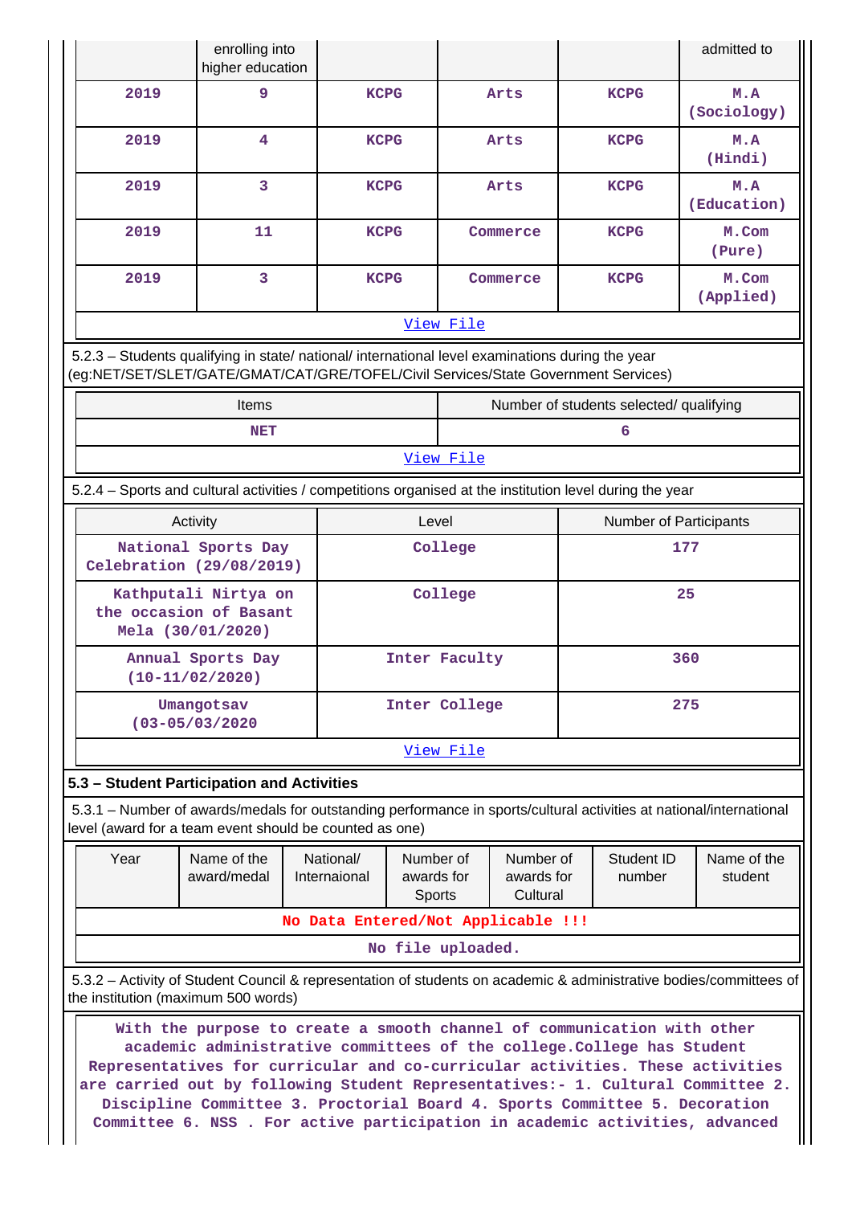| | enrolling into higher education | | | | admitted to |
|---|---|---|---|---|---|
| 2019 | 9 | KCPG | Arts | KCPG | M.A (Sociology) |
| 2019 | 4 | KCPG | Arts | KCPG | M.A (Hindi) |
| 2019 | 3 | KCPG | Arts | KCPG | M.A (Education) |
| 2019 | 11 | KCPG | Commerce | KCPG | M.Com (Pure) |
| 2019 | 3 | KCPG | Commerce | KCPG | M.Com (Applied) |

View File

5.2.3 – Students qualifying in state/ national/ international level examinations during the year (eg:NET/SET/SLET/GATE/GMAT/CAT/GRE/TOFEL/Civil Services/State Government Services)

| Items | Number of students selected/ qualifying |
|---|---|
| NET | 6 |

View File

5.2.4 – Sports and cultural activities / competitions organised at the institution level during the year

| Activity | Level | Number of Participants |
|---|---|---|
| National Sports Day Celebration (29/08/2019) | College | 177 |
| Kathputali Nirtya on the occasion of Basant Mela (30/01/2020) | College | 25 |
| Annual Sports Day (10-11/02/2020) | Inter Faculty | 360 |
| Umangotsav (03-05/03/2020 | Inter College | 275 |

View File

### 5.3 – Student Participation and Activities

5.3.1 – Number of awards/medals for outstanding performance in sports/cultural activities at national/international level (award for a team event should be counted as one)

| Year | Name of the award/medal | National/ Internaional | Number of awards for Sports | Number of awards for Cultural | Student ID number | Name of the student |
|---|---|---|---|---|---|---|
| No Data Entered/Not Applicable !!! | | | | | | |

No file uploaded.

5.3.2 – Activity of Student Council & representation of students on academic & administrative bodies/committees of the institution (maximum 500 words)

With the purpose to create a smooth channel of communication with other academic administrative committees of the college.College has Student Representatives for curricular and co-curricular activities. These activities are carried out by following Student Representatives:- 1. Cultural Committee 2. Discipline Committee 3. Proctorial Board 4. Sports Committee 5. Decoration Committee 6. NSS . For active participation in academic activities, advanced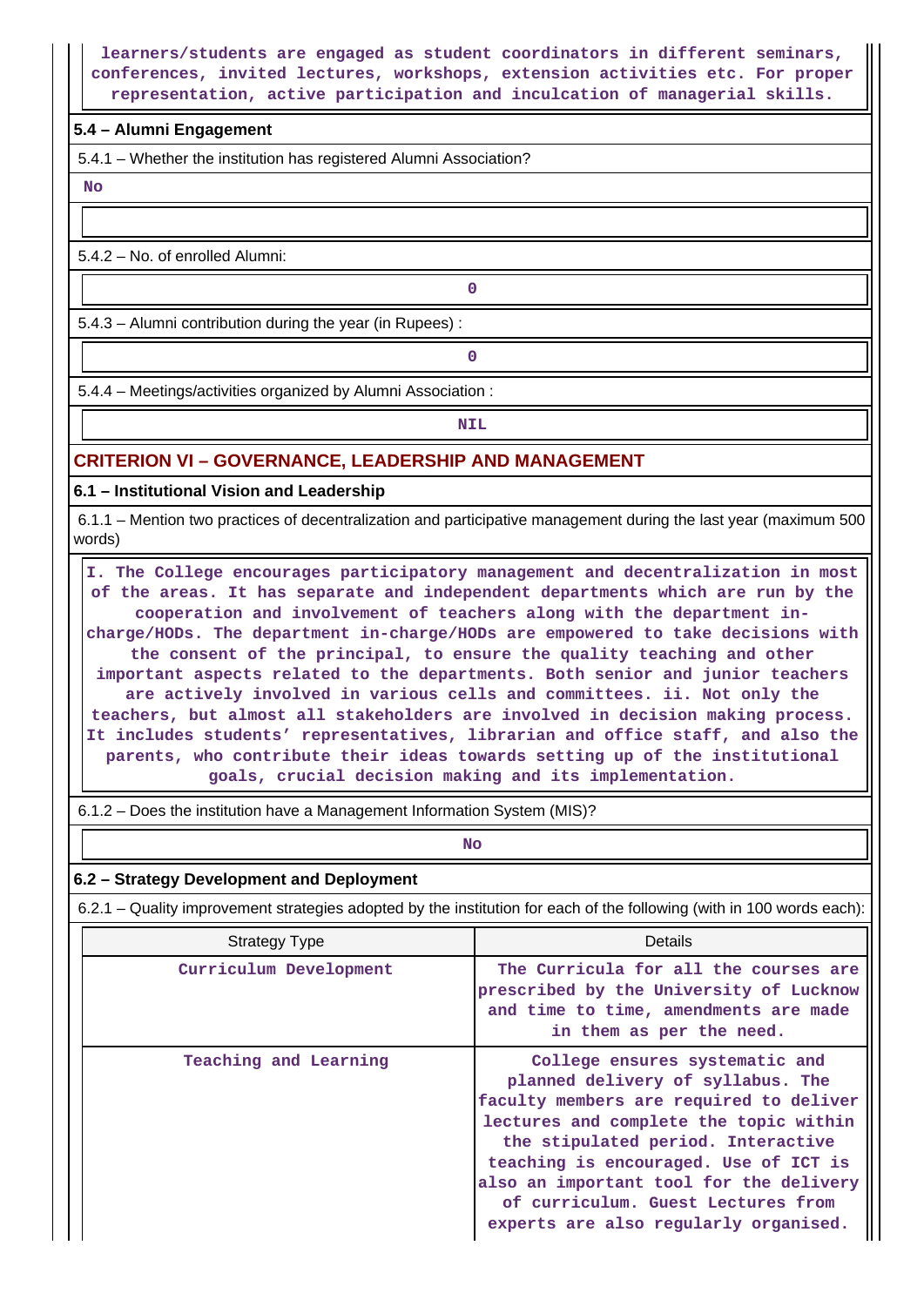learners/students are engaged as student coordinators in different seminars, conferences, invited lectures, workshops, extension activities etc. For proper representation, active participation and inculcation of managerial skills.

## 5.4 – Alumni Engagement

5.4.1 – Whether the institution has registered Alumni Association?

No

5.4.2 – No. of enrolled Alumni:

0

5.4.3 – Alumni contribution during the year (in Rupees) :

0

5.4.4 – Meetings/activities organized by Alumni Association :

NIL

# CRITERION VI – GOVERNANCE, LEADERSHIP AND MANAGEMENT

## 6.1 – Institutional Vision and Leadership

6.1.1 – Mention two practices of decentralization and participative management during the last year (maximum 500 words)

I. The College encourages participatory management and decentralization in most of the areas. It has separate and independent departments which are run by the cooperation and involvement of teachers along with the department in-charge/HODs. The department in-charge/HODs are empowered to take decisions with the consent of the principal, to ensure the quality teaching and other important aspects related to the departments. Both senior and junior teachers are actively involved in various cells and committees. ii. Not only the teachers, but almost all stakeholders are involved in decision making process. It includes students' representatives, librarian and office staff, and also the parents, who contribute their ideas towards setting up of the institutional goals, crucial decision making and its implementation.

6.1.2 – Does the institution have a Management Information System (MIS)?

No

## 6.2 – Strategy Development and Deployment

6.2.1 – Quality improvement strategies adopted by the institution for each of the following (with in 100 words each):

| Strategy Type | Details |
|---|---|
| Curriculum Development | The Curricula for all the courses are prescribed by the University of Lucknow and time to time, amendments are made in them as per the need. |
| Teaching and Learning | College ensures systematic and planned delivery of syllabus. The faculty members are required to deliver lectures and complete the topic within the stipulated period. Interactive teaching is encouraged. Use of ICT is also an important tool for the delivery of curriculum. Guest Lectures from experts are also regularly organised. |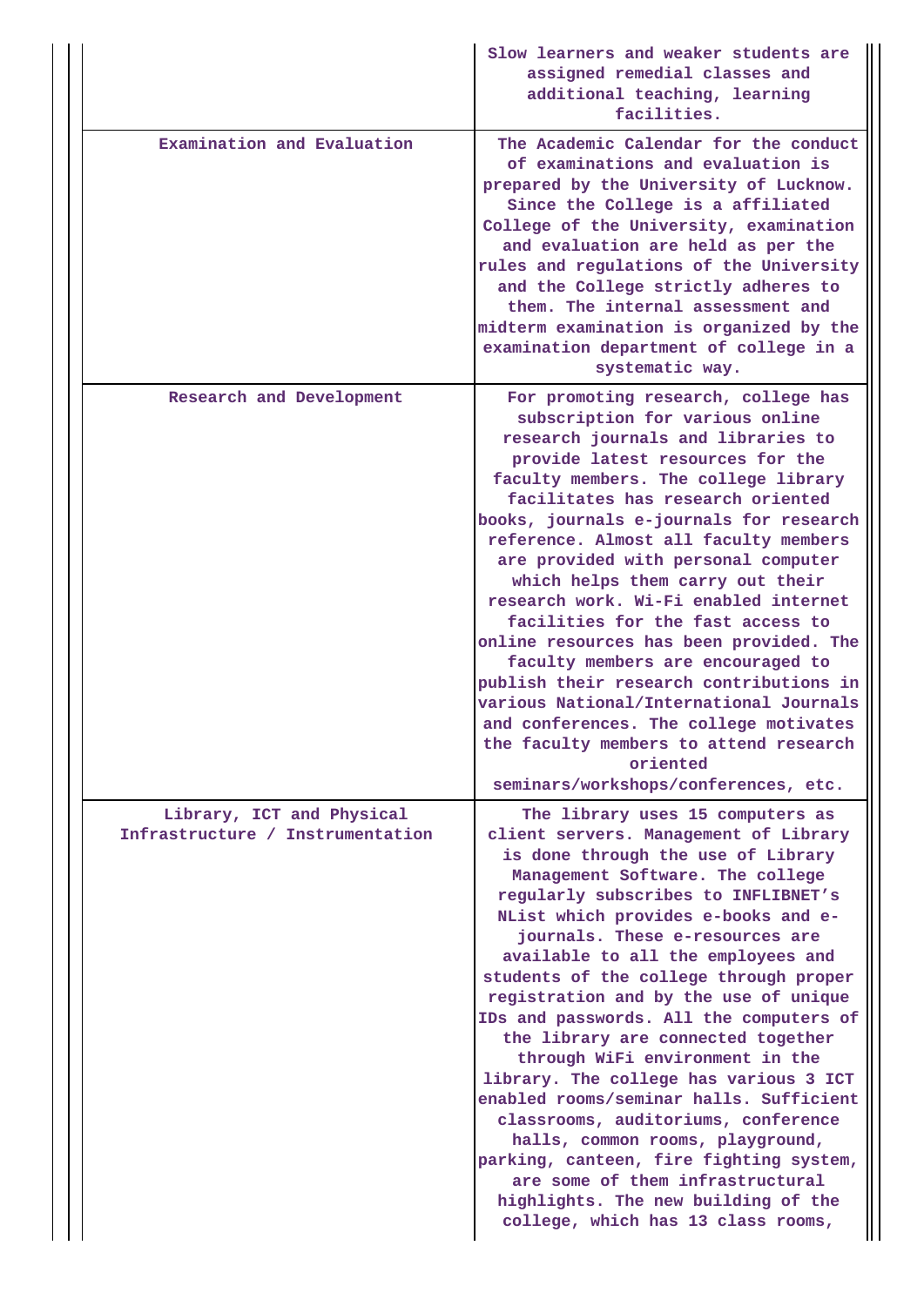|  |  |
|---|---|
|  | Slow learners and weaker students are assigned remedial classes and additional teaching, learning facilities. |
| Examination and Evaluation | The Academic Calendar for the conduct of examinations and evaluation is prepared by the University of Lucknow. Since the College is a affiliated College of the University, examination and evaluation are held as per the rules and regulations of the University and the College strictly adheres to them. The internal assessment and midterm examination is organized by the examination department of college in a systematic way. |
| Research and Development | For promoting research, college has subscription for various online research journals and libraries to provide latest resources for the faculty members. The college library facilitates has research oriented books, journals e-journals for research reference. Almost all faculty members are provided with personal computer which helps them carry out their research work. Wi-Fi enabled internet facilities for the fast access to online resources has been provided. The faculty members are encouraged to publish their research contributions in various National/International Journals and conferences. The college motivates the faculty members to attend research oriented seminars/workshops/conferences, etc. |
| Library, ICT and Physical Infrastructure / Instrumentation | The library uses 15 computers as client servers. Management of Library is done through the use of Library Management Software. The college regularly subscribes to INFLIBNET's NList which provides e-books and e-journals. These e-resources are available to all the employees and students of the college through proper registration and by the use of unique IDs and passwords. All the computers of the library are connected together through WiFi environment in the library. The college has various 3 ICT enabled rooms/seminar halls. Sufficient classrooms, auditoriums, conference halls, common rooms, playground, parking, canteen, fire fighting system, are some of them infrastructural highlights. The new building of the college, which has 13 class rooms, |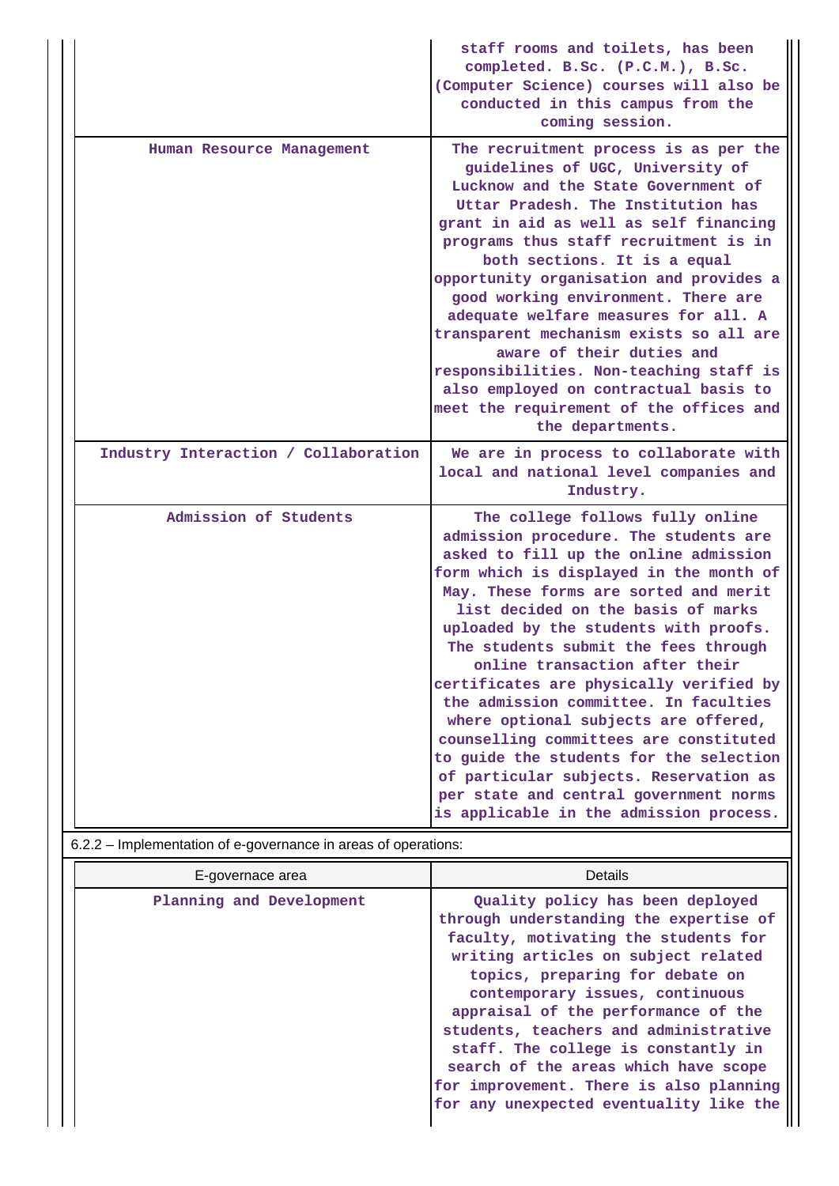|  |  |
|---|---|
|  | staff rooms and toilets, has been completed. B.Sc. (P.C.M.), B.Sc. (Computer Science) courses will also be conducted in this campus from the coming session. |
| Human Resource Management | The recruitment process is as per the guidelines of UGC, University of Lucknow and the State Government of Uttar Pradesh. The Institution has grant in aid as well as self financing programs thus staff recruitment is in both sections. It is a equal opportunity organisation and provides a good working environment. There are adequate welfare measures for all. A transparent mechanism exists so all are aware of their duties and responsibilities. Non-teaching staff is also employed on contractual basis to meet the requirement of the offices and the departments. |
| Industry Interaction / Collaboration | We are in process to collaborate with local and national level companies and Industry. |
| Admission of Students | The college follows fully online admission procedure. The students are asked to fill up the online admission form which is displayed in the month of May. These forms are sorted and merit list decided on the basis of marks uploaded by the students with proofs. The students submit the fees through online transaction after their certificates are physically verified by the admission committee. In faculties where optional subjects are offered, counselling committees are constituted to guide the students for the selection of particular subjects. Reservation as per state and central government norms is applicable in the admission process. |

6.2.2 – Implementation of e-governance in areas of operations:

| E-governace area | Details |
|---|---|
| Planning and Development | Quality policy has been deployed through understanding the expertise of faculty, motivating the students for writing articles on subject related topics, preparing for debate on contemporary issues, continuous appraisal of the performance of the students, teachers and administrative staff. The college is constantly in search of the areas which have scope for improvement. There is also planning for any unexpected eventuality like the |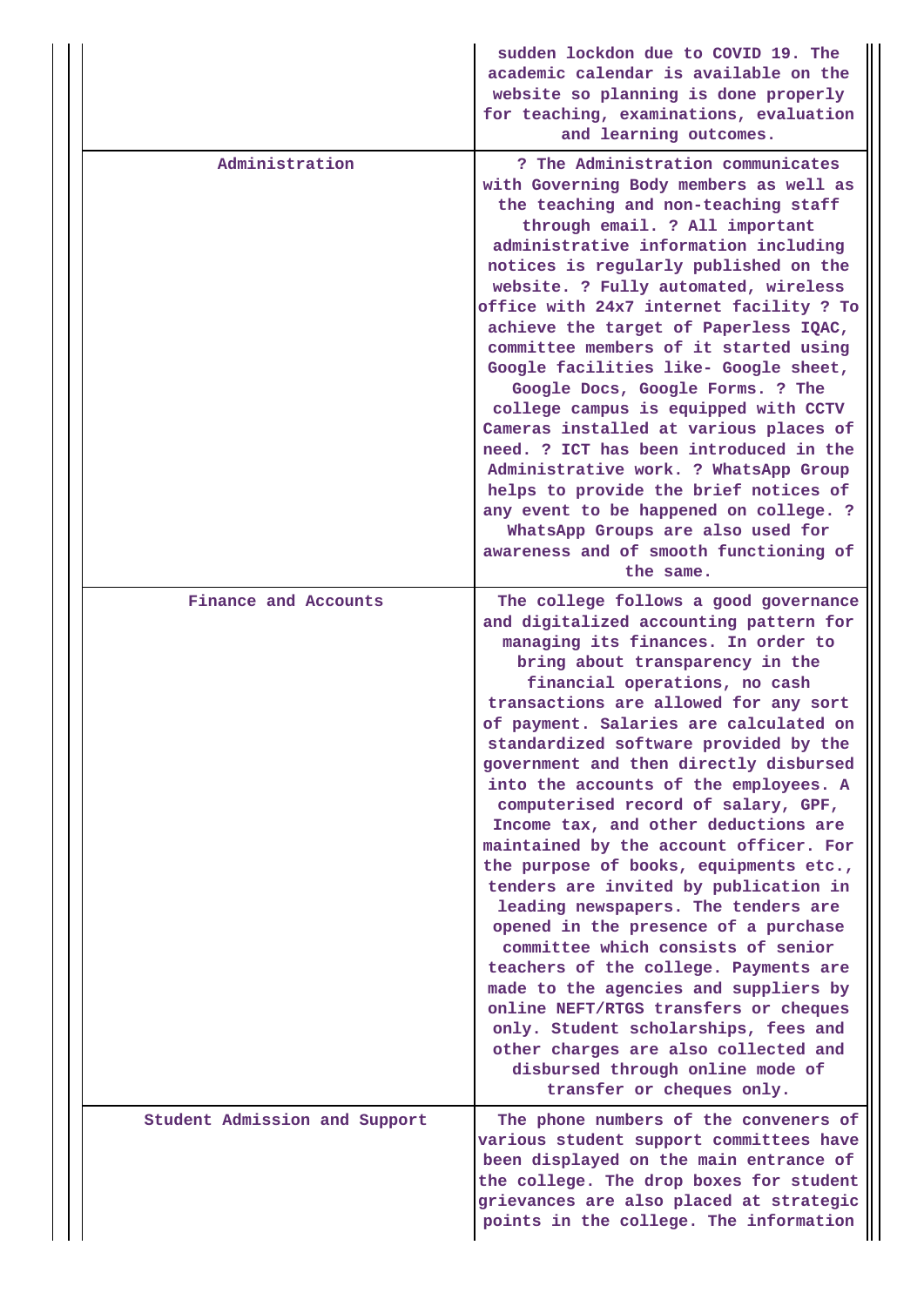| | |
|---|---|
| | sudden lockdon due to COVID 19. The academic calendar is available on the website so planning is done properly for teaching, examinations, evaluation and learning outcomes. |
| Administration | ? The Administration communicates with Governing Body members as well as the teaching and non-teaching staff through email. ? All important administrative information including notices is regularly published on the website. ? Fully automated, wireless office with 24x7 internet facility ? To achieve the target of Paperless IQAC, committee members of it started using Google facilities like- Google sheet, Google Docs, Google Forms. ? The college campus is equipped with CCTV Cameras installed at various places of need. ? ICT has been introduced in the Administrative work. ? WhatsApp Group helps to provide the brief notices of any event to be happened on college. ? WhatsApp Groups are also used for awareness and of smooth functioning of the same. |
| Finance and Accounts | The college follows a good governance and digitalized accounting pattern for managing its finances. In order to bring about transparency in the financial operations, no cash transactions are allowed for any sort of payment. Salaries are calculated on standardized software provided by the government and then directly disbursed into the accounts of the employees. A computerised record of salary, GPF, Income tax, and other deductions are maintained by the account officer. For the purpose of books, equipments etc., tenders are invited by publication in leading newspapers. The tenders are opened in the presence of a purchase committee which consists of senior teachers of the college. Payments are made to the agencies and suppliers by online NEFT/RTGS transfers or cheques only. Student scholarships, fees and other charges are also collected and disbursed through online mode of transfer or cheques only. |
| Student Admission and Support | The phone numbers of the conveners of various student support committees have been displayed on the main entrance of the college. The drop boxes for student grievances are also placed at strategic points in the college. The information |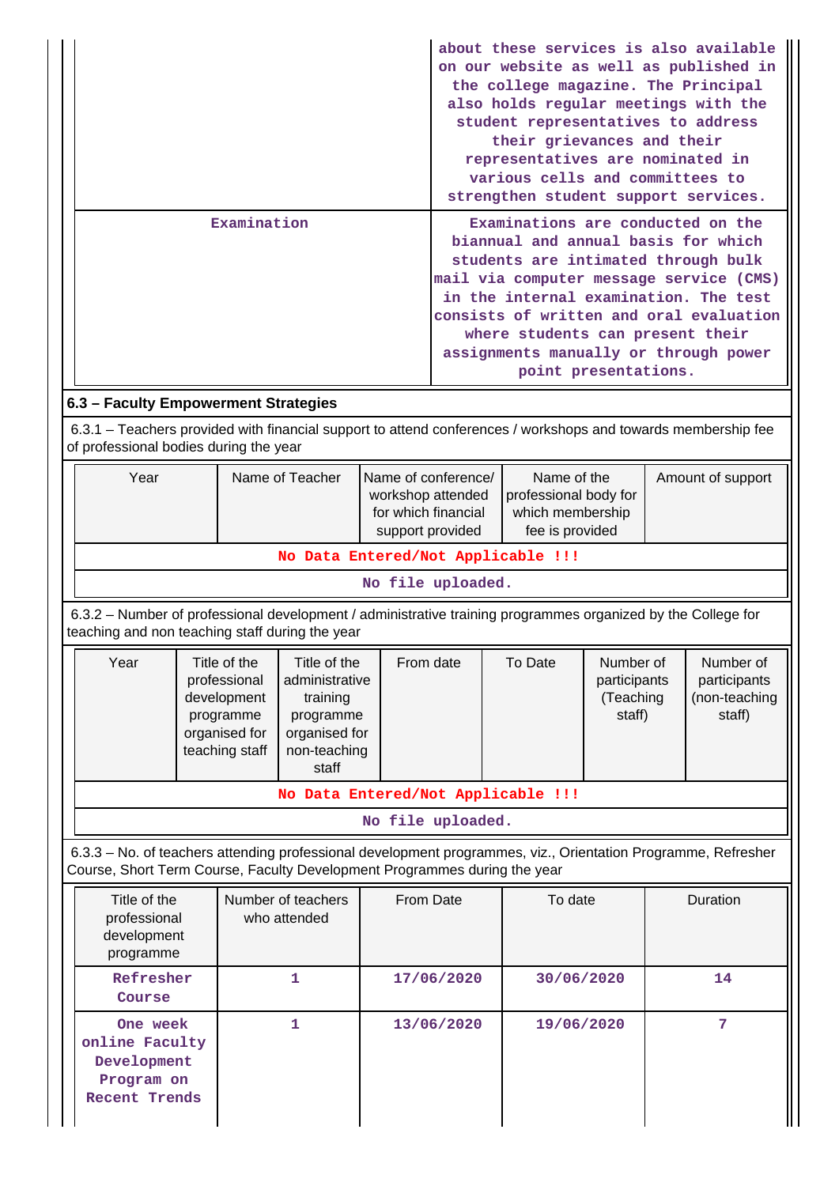| | |
|---|---|
| | about these services is also available on our website as well as published in the college magazine. The Principal also holds regular meetings with the student representatives to address their grievances and their representatives are nominated in various cells and committees to strengthen student support services. |
| Examination | Examinations are conducted on the biannual and annual basis for which students are intimated through bulk mail via computer message service (CMS) in the internal examination. The test consists of written and oral evaluation where students can present their assignments manually or through power point presentations. |

### 6.3 – Faculty Empowerment Strategies

6.3.1 – Teachers provided with financial support to attend conferences / workshops and towards membership fee of professional bodies during the year

| Year | Name of Teacher | Name of conference/ workshop attended for which financial support provided | Name of the professional body for which membership fee is provided | Amount of support |
|---|---|---|---|---|
| No Data Entered/Not Applicable !!! | | | | |
| No file uploaded. | | | | |

6.3.2 – Number of professional development / administrative training programmes organized by the College for teaching and non teaching staff during the year

| Year | Title of the professional development programme organised for teaching staff | Title of the administrative training programme organised for non-teaching staff | From date | To Date | Number of participants (Teaching staff) | Number of participants (non-teaching staff) |
|---|---|---|---|---|---|---|
| No Data Entered/Not Applicable !!! | | | | | | |
| No file uploaded. | | | | | | |

6.3.3 – No. of teachers attending professional development programmes, viz., Orientation Programme, Refresher Course, Short Term Course, Faculty Development Programmes during the year

| Title of the professional development programme | Number of teachers who attended | From Date | To date | Duration |
|---|---|---|---|---|
| Refresher Course | 1 | 17/06/2020 | 30/06/2020 | 14 |
| One week online Faculty Development Program on Recent Trends | 1 | 13/06/2020 | 19/06/2020 | 7 |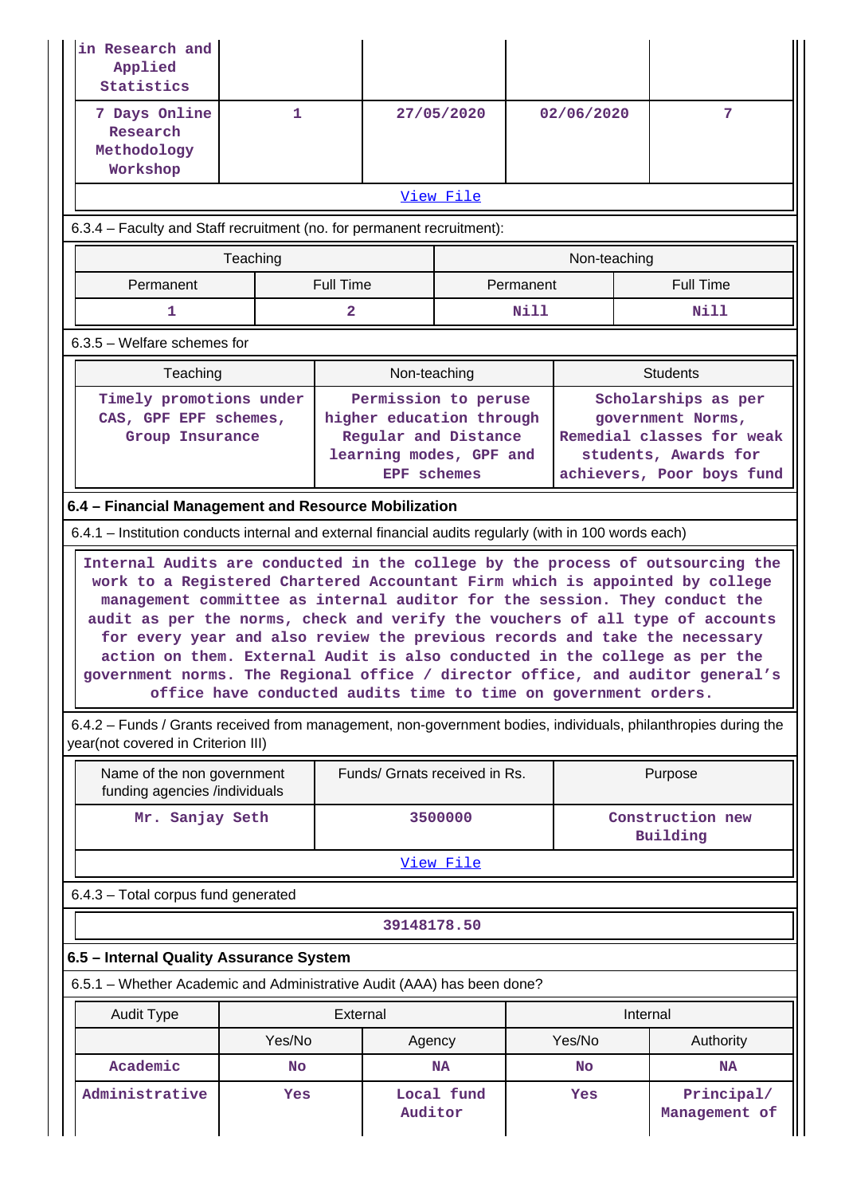| in Research and Applied Statistics | | | | |
|---|---|---|---|---|
| 7 Days Online Research Methodology Workshop | 1 | 27/05/2020 | 02/06/2020 | 7 |
| View File | | | | |

6.3.4 – Faculty and Staff recruitment (no. for permanent recruitment):

| Teaching | | Non-teaching | |
|---|---|---|---|
| Permanent | Full Time | Permanent | Full Time |
| 1 | 2 | Nill | Nill |

6.3.5 – Welfare schemes for

| Teaching | Non-teaching | Students |
|---|---|---|
| Timely promotions under CAS, GPF EPF schemes, Group Insurance | Permission to peruse higher education through Regular and Distance learning modes, GPF and EPF schemes | Scholarships as per government Norms, Remedial classes for weak students, Awards for achievers, Poor boys fund |

**6.4 – Financial Management and Resource Mobilization**

6.4.1 – Institution conducts internal and external financial audits regularly (with in 100 words each)

Internal Audits are conducted in the college by the process of outsourcing the work to a Registered Chartered Accountant Firm which is appointed by college management committee as internal auditor for the session. They conduct the audit as per the norms, check and verify the vouchers of all type of accounts for every year and also review the previous records and take the necessary action on them. External Audit is also conducted in the college as per the government norms. The Regional office / director office, and auditor general's office have conducted audits time to time on government orders.

6.4.2 – Funds / Grants received from management, non-government bodies, individuals, philanthropies during the year(not covered in Criterion III)

| Name of the non government funding agencies /individuals | Funds/ Grnats received in Rs. | Purpose |
|---|---|---|
| Mr. Sanjay Seth | 3500000 | Construction new Building |
| View File | | |

6.4.3 – Total corpus fund generated

| 39148178.50 |
|---|

**6.5 – Internal Quality Assurance System**

6.5.1 – Whether Academic and Administrative Audit (AAA) has been done?

| Audit Type | External | | Internal | |
|---|---|---|---|---|
| | Yes/No | Agency | Yes/No | Authority |
| Academic | No | NA | No | NA |
| Administrative | Yes | Local fund Auditor | Yes | Principal/ Management of |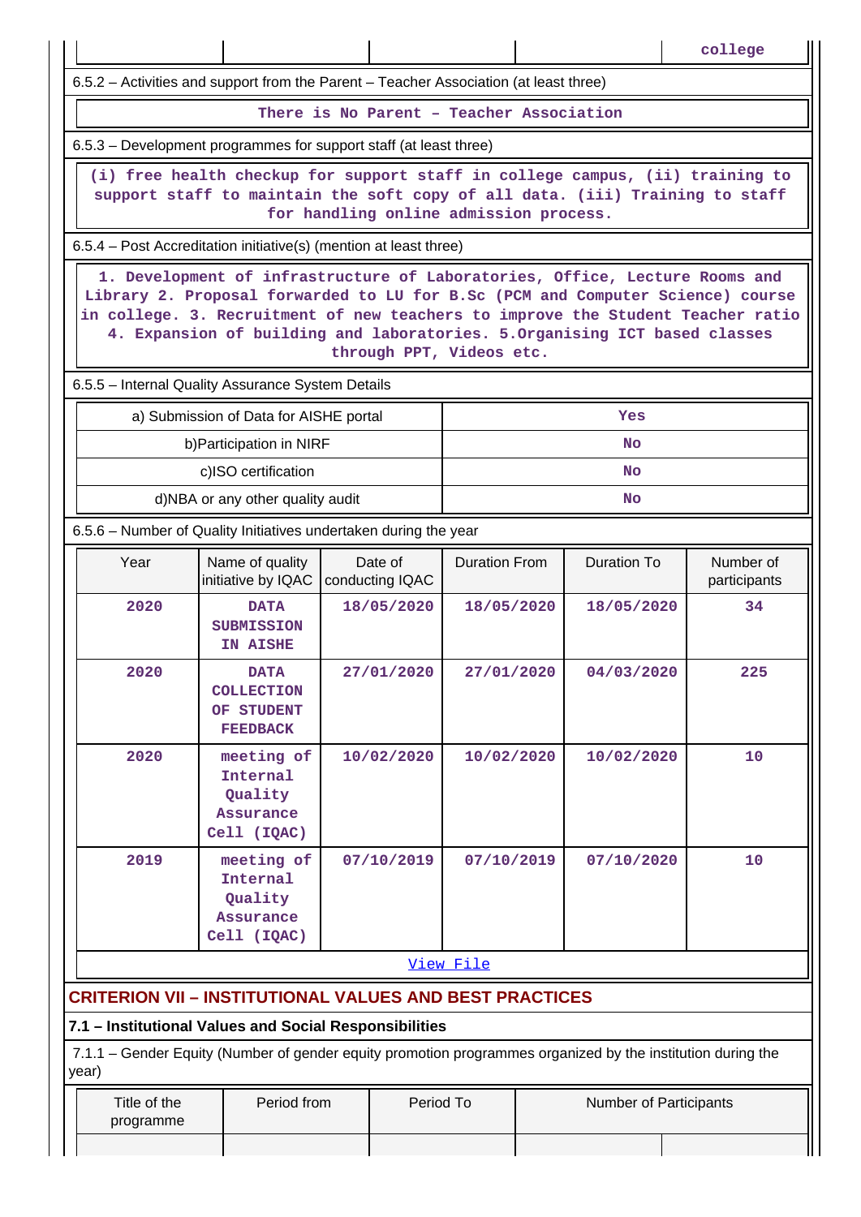| | | | | college |
|---|---|---|---|---|

6.5.2 – Activities and support from the Parent – Teacher Association (at least three)

There is No Parent – Teacher Association

6.5.3 – Development programmes for support staff (at least three)

(i) free health checkup for support staff in college campus, (ii) training to support staff to maintain the soft copy of all data. (iii) Training to staff for handling online admission process.

6.5.4 – Post Accreditation initiative(s) (mention at least three)

1. Development of infrastructure of Laboratories, Office, Lecture Rooms and Library 2. Proposal forwarded to LU for B.Sc (PCM and Computer Science) course in college. 3. Recruitment of new teachers to improve the Student Teacher ratio 4. Expansion of building and laboratories. 5.Organising ICT based classes through PPT, Videos etc.

6.5.5 – Internal Quality Assurance System Details

| | |
|---|---|
| a) Submission of Data for AISHE portal | Yes |
| b)Participation in NIRF | No |
| c)ISO certification | No |
| d)NBA or any other quality audit | No |

6.5.6 – Number of Quality Initiatives undertaken during the year

| Year | Name of quality initiative by IQAC | Date of conducting IQAC | Duration From | Duration To | Number of participants |
|---|---|---|---|---|---|
| 2020 | DATA SUBMISSION IN AISHE | 18/05/2020 | 18/05/2020 | 18/05/2020 | 34 |
| 2020 | DATA COLLECTION OF STUDENT FEEDBACK | 27/01/2020 | 27/01/2020 | 04/03/2020 | 225 |
| 2020 | meeting of Internal Quality Assurance Cell (IQAC) | 10/02/2020 | 10/02/2020 | 10/02/2020 | 10 |
| 2019 | meeting of Internal Quality Assurance Cell (IQAC) | 07/10/2019 | 07/10/2019 | 07/10/2020 | 10 |

View File

## CRITERION VII – INSTITUTIONAL VALUES AND BEST PRACTICES

### 7.1 – Institutional Values and Social Responsibilities

7.1.1 – Gender Equity (Number of gender equity promotion programmes organized by the institution during the year)

| Title of the programme | Period from | Period To | Number of Participants | |
|---|---|---|---|---|
| | | | | |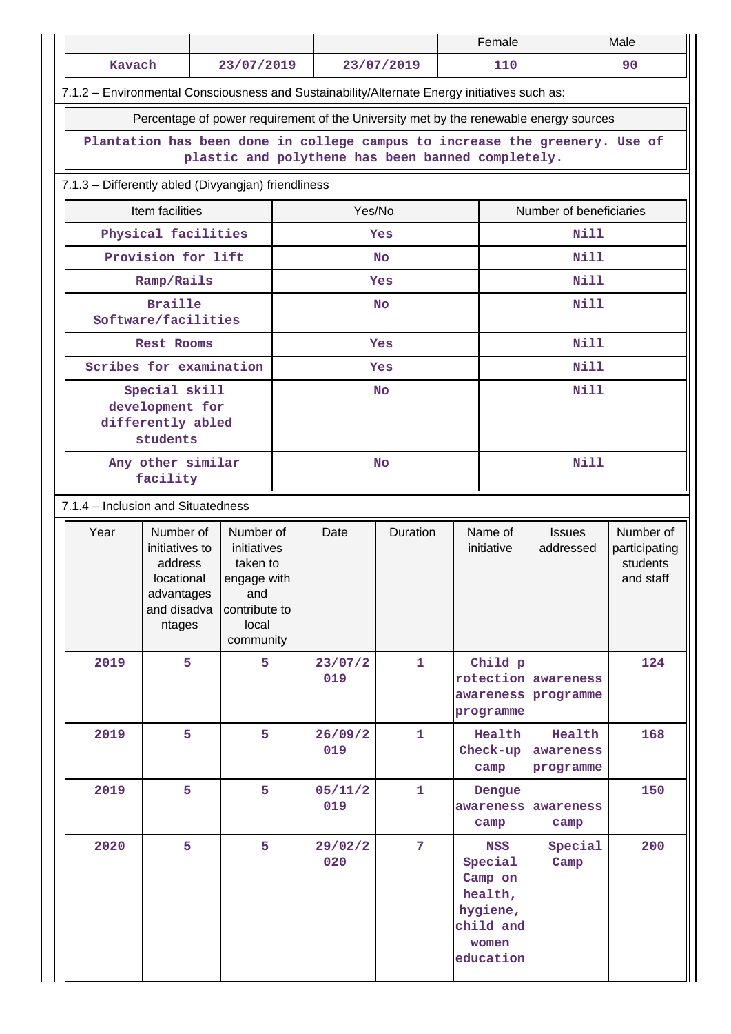| | | | Female | Male |
|---|---|---|---|---|
| Kavach | 23/07/2019 | 23/07/2019 | 110 | 90 |

7.1.2 – Environmental Consciousness and Sustainability/Alternate Energy initiatives such as:

| Percentage of power requirement of the University met by the renewable energy sources |
|---|
| Plantation has been done in college campus to increase the greenery. Use of plastic and polythene has been banned completely. |

7.1.3 – Differently abled (Divyangjan) friendliness

| Item facilities | Yes/No | Number of beneficiaries |
|---|---|---|
| Physical facilities | Yes | Nill |
| Provision for lift | No | Nill |
| Ramp/Rails | Yes | Nill |
| Braille Software/facilities | No | Nill |
| Rest Rooms | Yes | Nill |
| Scribes for examination | Yes | Nill |
| Special skill development for differently abled students | No | Nill |
| Any other similar facility | No | Nill |

7.1.4 – Inclusion and Situatedness

| Year | Number of initiatives to address locational advantages and disadvantages | Number of initiatives taken to engage with and contribute to local community | Date | Duration | Name of initiative | Issues addressed | Number of participating students and staff |
|---|---|---|---|---|---|---|---|
| 2019 | 5 | 5 | 23/07/2019 | 1 | Child protection awareness programme | awareness programme | 124 |
| 2019 | 5 | 5 | 26/09/2019 | 1 | Health Check-up camp | Health awareness programme | 168 |
| 2019 | 5 | 5 | 05/11/2019 | 1 | Dengue awareness camp | awareness camp | 150 |
| 2020 | 5 | 5 | 29/02/2020 | 7 | NSS Special Camp on health, hygiene, child and women education | Special Camp | 200 |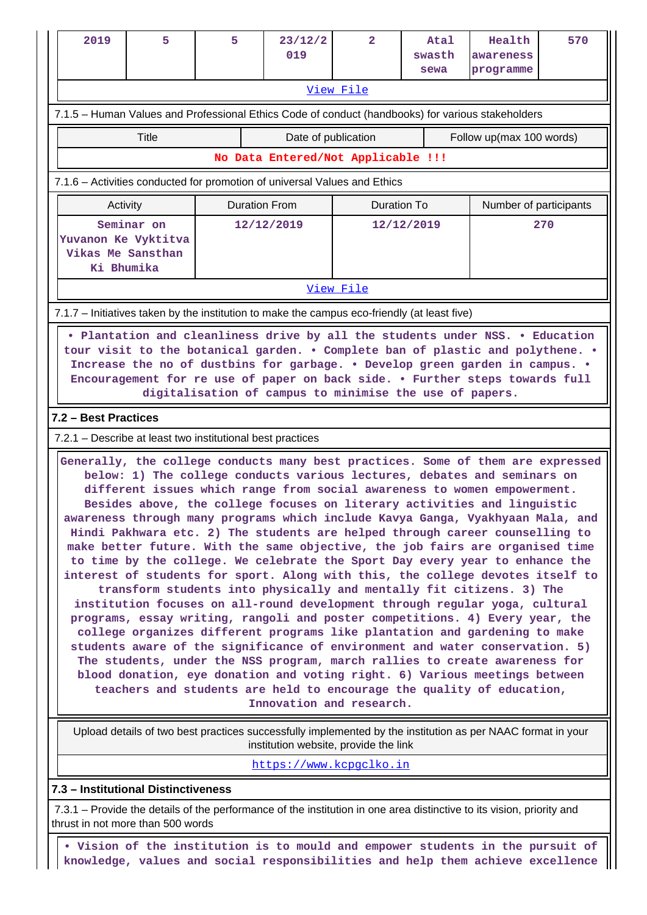| 2019 | 5 | 5 | 23/12/2019 | 2 | Atal swasth sewa | Health awareness programme | 570 |
|---|---|---|---|---|---|---|---|

View File

7.1.5 – Human Values and Professional Ethics Code of conduct (handbooks) for various stakeholders

| Title | Date of publication | Follow up(max 100 words) |
|---|---|---|
| No Data Entered/Not Applicable !!! | | |

7.1.6 – Activities conducted for promotion of universal Values and Ethics

| Activity | Duration From | Duration To | Number of participants |
|---|---|---|---|
| Seminar on Yuvanon Ke Vyktitva Vikas Me Sansthan Ki Bhumika | 12/12/2019 | 12/12/2019 | 270 |

View File

7.1.7 – Initiatives taken by the institution to make the campus eco-friendly (at least five)

• Plantation and cleanliness drive by all the students under NSS. • Education tour visit to the botanical garden. • Complete ban of plastic and polythene. • Increase the no of dustbins for garbage. • Develop green garden in campus. • Encouragement for re use of paper on back side. • Further steps towards full digitalisation of campus to minimise the use of papers.

**7.2 – Best Practices**

7.2.1 – Describe at least two institutional best practices

Generally, the college conducts many best practices. Some of them are expressed below: 1) The college conducts various lectures, debates and seminars on different issues which range from social awareness to women empowerment. Besides above, the college focuses on literary activities and linguistic awareness through many programs which include Kavya Ganga, Vyakhyaan Mala, and Hindi Pakhwara etc. 2) The students are helped through career counselling to make better future. With the same objective, the job fairs are organised time to time by the college. We celebrate the Sport Day every year to enhance the interest of students for sport. Along with this, the college devotes itself to transform students into physically and mentally fit citizens. 3) The institution focuses on all-round development through regular yoga, cultural programs, essay writing, rangoli and poster competitions. 4) Every year, the college organizes different programs like plantation and gardening to make students aware of the significance of environment and water conservation. 5) The students, under the NSS program, march rallies to create awareness for blood donation, eye donation and voting right. 6) Various meetings between teachers and students are held to encourage the quality of education, Innovation and research.

Upload details of two best practices successfully implemented by the institution as per NAAC format in your institution website, provide the link

https://www.kcpgclko.in

**7.3 – Institutional Distinctiveness**

7.3.1 – Provide the details of the performance of the institution in one area distinctive to its vision, priority and thrust in not more than 500 words

• Vision of the institution is to mould and empower students in the pursuit of knowledge, values and social responsibilities and help them achieve excellence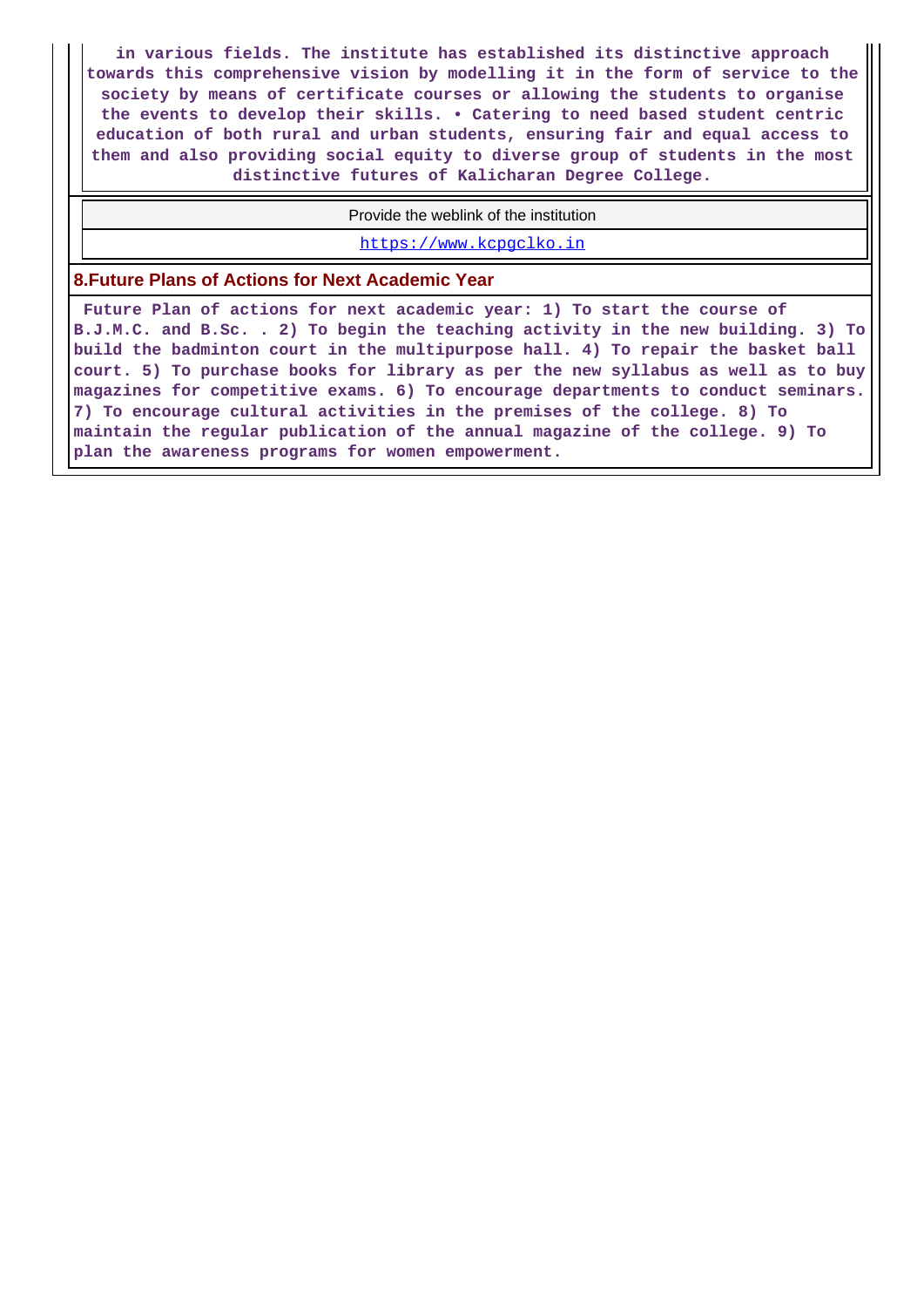in various fields. The institute has established its distinctive approach towards this comprehensive vision by modelling it in the form of service to the society by means of certificate courses or allowing the students to organise the events to develop their skills. • Catering to need based student centric education of both rural and urban students, ensuring fair and equal access to them and also providing social equity to diverse group of students in the most distinctive futures of Kalicharan Degree College.

| Provide the weblink of the institution |
| --- |
| https://www.kcpgclko.in |

## 8.Future Plans of Actions for Next Academic Year

Future Plan of actions for next academic year: 1) To start the course of B.J.M.C. and B.Sc. . 2) To begin the teaching activity in the new building. 3) To build the badminton court in the multipurpose hall. 4) To repair the basket ball court. 5) To purchase books for library as per the new syllabus as well as to buy magazines for competitive exams. 6) To encourage departments to conduct seminars. 7) To encourage cultural activities in the premises of the college. 8) To maintain the regular publication of the annual magazine of the college. 9) To plan the awareness programs for women empowerment.